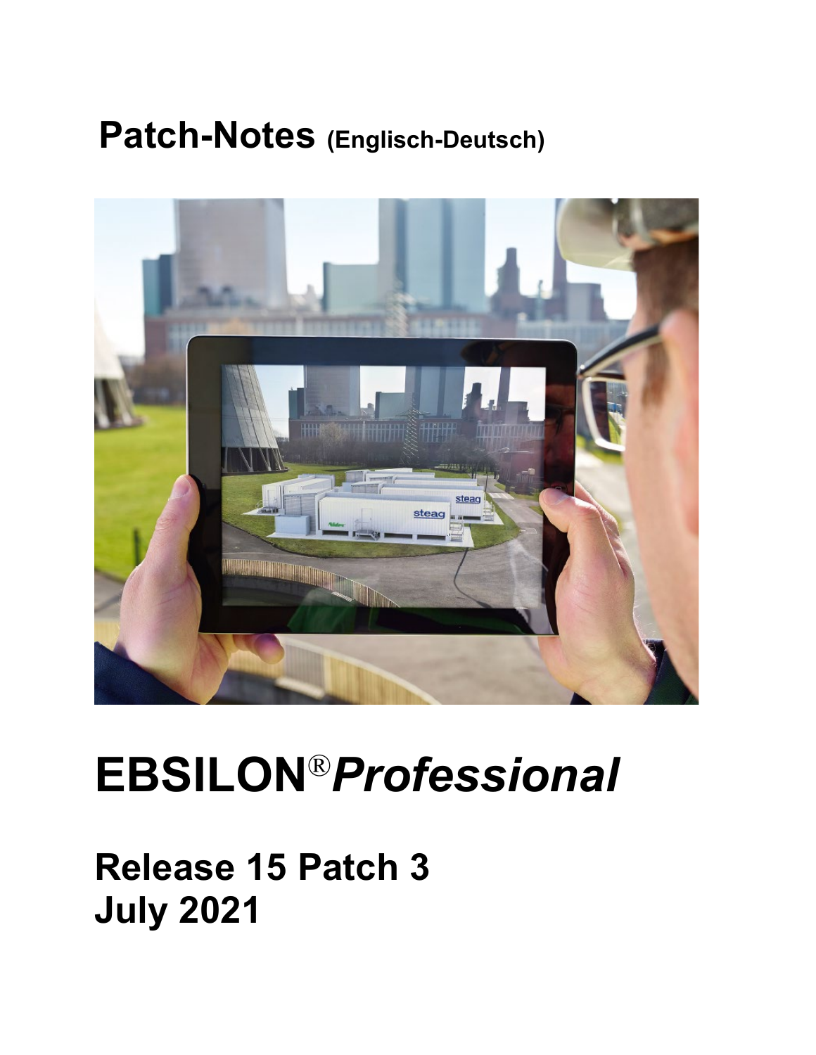# Patch-Notes (Englisch-Deutsch)

# EBSILON®*Professional*

## Release 15 Patch 3
## July 2021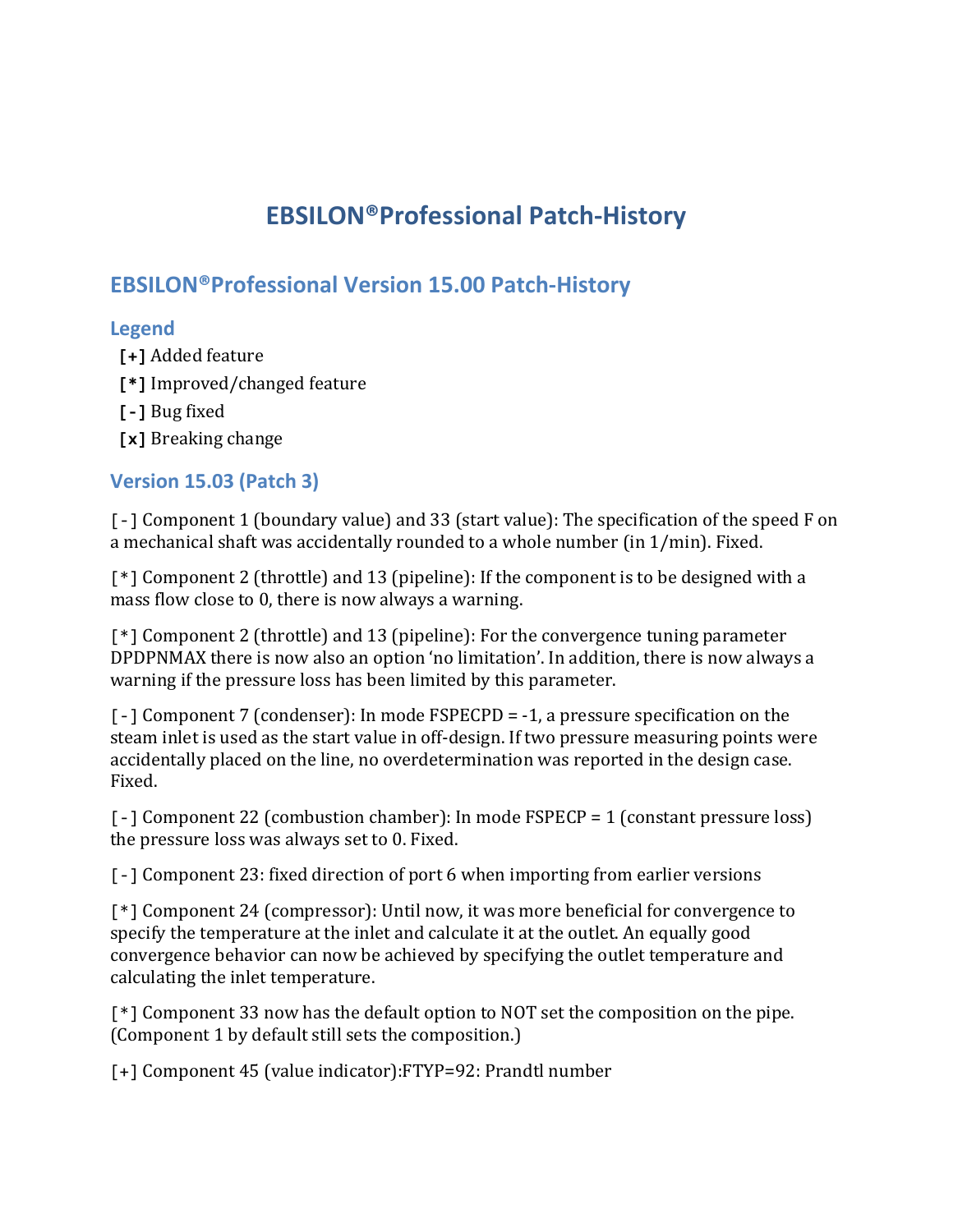# EBSILON®Professional Patch-History

## EBSILON®Professional Version 15.00 Patch-History

### Legend

**[+]** Added feature

**[*]** Improved/changed feature

**[-]** Bug fixed

**[x]** Breaking change

### Version 15.03 (Patch 3)

[-] Component 1 (boundary value) and 33 (start value): The specification of the speed F on a mechanical shaft was accidentally rounded to a whole number (in 1/min). Fixed.

[*] Component 2 (throttle) and 13 (pipeline): If the component is to be designed with a mass flow close to 0, there is now always a warning.

[*] Component 2 (throttle) and 13 (pipeline): For the convergence tuning parameter DPDPNMAX there is now also an option 'no limitation'. In addition, there is now always a warning if the pressure loss has been limited by this parameter.

[-] Component 7 (condenser): In mode FSPECPD = -1, a pressure specification on the steam inlet is used as the start value in off-design. If two pressure measuring points were accidentally placed on the line, no overdetermination was reported in the design case. Fixed.

[-] Component 22 (combustion chamber): In mode FSPECP = 1 (constant pressure loss) the pressure loss was always set to 0. Fixed.

[-] Component 23: fixed direction of port 6 when importing from earlier versions

[*] Component 24 (compressor): Until now, it was more beneficial for convergence to specify the temperature at the inlet and calculate it at the outlet. An equally good convergence behavior can now be achieved by specifying the outlet temperature and calculating the inlet temperature.

[*] Component 33 now has the default option to NOT set the composition on the pipe. (Component 1 by default still sets the composition.)

[+] Component 45 (value indicator):FTYP=92: Prandtl number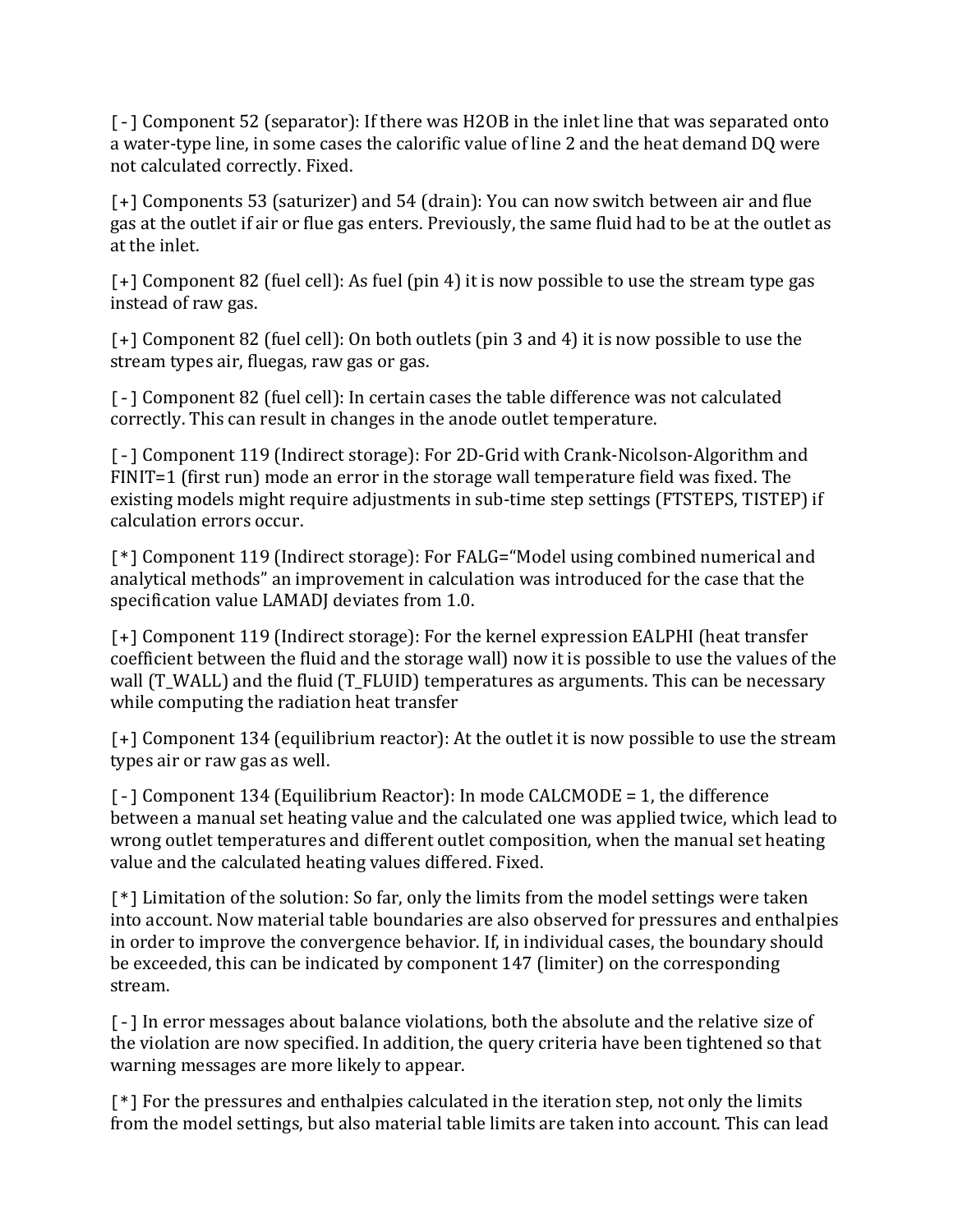[-] Component 52 (separator): If there was H2OB in the inlet line that was separated onto a water-type line, in some cases the calorific value of line 2 and the heat demand DQ were not calculated correctly. Fixed.

[+] Components 53 (saturizer) and 54 (drain): You can now switch between air and flue gas at the outlet if air or flue gas enters. Previously, the same fluid had to be at the outlet as at the inlet.

[+] Component 82 (fuel cell): As fuel (pin 4) it is now possible to use the stream type gas instead of raw gas.

[+] Component 82 (fuel cell): On both outlets (pin 3 and 4) it is now possible to use the stream types air, fluegas, raw gas or gas.

[-] Component 82 (fuel cell): In certain cases the table difference was not calculated correctly. This can result in changes in the anode outlet temperature.

[-] Component 119 (Indirect storage): For 2D-Grid with Crank-Nicolson-Algorithm and FINIT=1 (first run) mode an error in the storage wall temperature field was fixed. The existing models might require adjustments in sub-time step settings (FTSTEPS, TISTEP) if calculation errors occur.

[*] Component 119 (Indirect storage): For FALG="Model using combined numerical and analytical methods" an improvement in calculation was introduced for the case that the specification value LAMADJ deviates from 1.0.

[+] Component 119 (Indirect storage): For the kernel expression EALPHI (heat transfer coefficient between the fluid and the storage wall) now it is possible to use the values of the wall (T_WALL) and the fluid (T_FLUID) temperatures as arguments. This can be necessary while computing the radiation heat transfer

[+] Component 134 (equilibrium reactor): At the outlet it is now possible to use the stream types air or raw gas as well.

[-] Component 134 (Equilibrium Reactor): In mode CALCMODE = 1, the difference between a manual set heating value and the calculated one was applied twice, which lead to wrong outlet temperatures and different outlet composition, when the manual set heating value and the calculated heating values differed. Fixed.

[*] Limitation of the solution: So far, only the limits from the model settings were taken into account. Now material table boundaries are also observed for pressures and enthalpies in order to improve the convergence behavior. If, in individual cases, the boundary should be exceeded, this can be indicated by component 147 (limiter) on the corresponding stream.

[-] In error messages about balance violations, both the absolute and the relative size of the violation are now specified. In addition, the query criteria have been tightened so that warning messages are more likely to appear.

[*] For the pressures and enthalpies calculated in the iteration step, not only the limits from the model settings, but also material table limits are taken into account. This can lead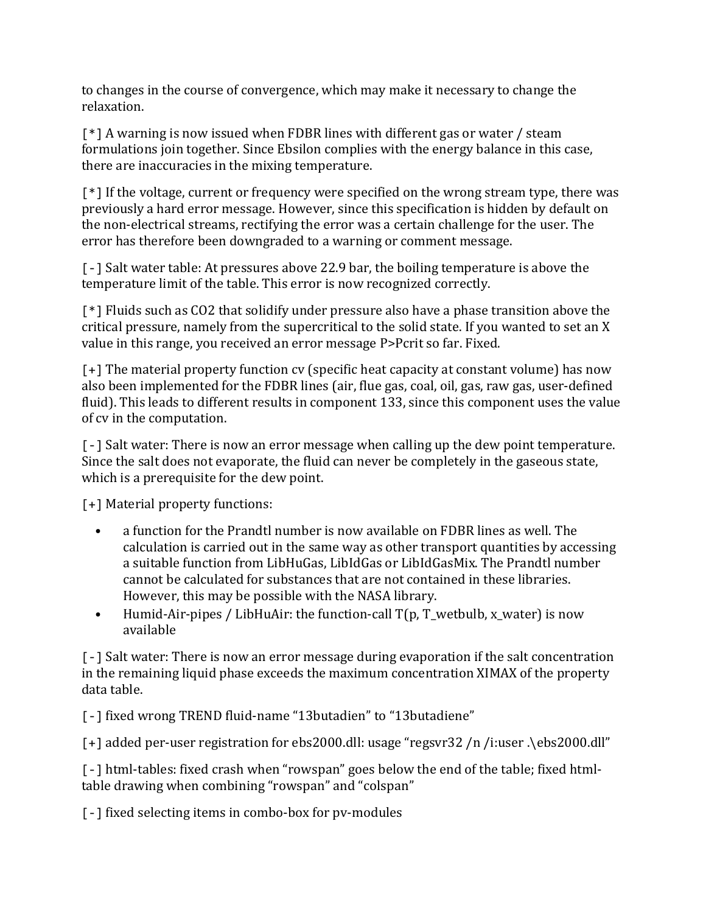to changes in the course of convergence, which may make it necessary to change the relaxation.

[*] A warning is now issued when FDBR lines with different gas or water / steam formulations join together. Since Ebsilon complies with the energy balance in this case, there are inaccuracies in the mixing temperature.

[*] If the voltage, current or frequency were specified on the wrong stream type, there was previously a hard error message. However, since this specification is hidden by default on the non-electrical streams, rectifying the error was a certain challenge for the user. The error has therefore been downgraded to a warning or comment message.

[-] Salt water table: At pressures above 22.9 bar, the boiling temperature is above the temperature limit of the table. This error is now recognized correctly.

[*] Fluids such as $CO_2$ that solidify under pressure also have a phase transition above the critical pressure, namely from the supercritical to the solid state. If you wanted to set an X value in this range, you received an error message P>Pcrit so far. Fixed.

[+] The material property function cv (specific heat capacity at constant volume) has now also been implemented for the FDBR lines (air, flue gas, coal, oil, gas, raw gas, user-defined fluid). This leads to different results in component 133, since this component uses the value of cv in the computation.

[-] Salt water: There is now an error message when calling up the dew point temperature. Since the salt does not evaporate, the fluid can never be completely in the gaseous state, which is a prerequisite for the dew point.

[+] Material property functions:

- a function for the Prandtl number is now available on FDBR lines as well. The calculation is carried out in the same way as other transport quantities by accessing a suitable function from LibHuGas, LibIdGas or LibIdGasMix. The Prandtl number cannot be calculated for substances that are not contained in these libraries. However, this may be possible with the NASA library.
- Humid-Air-pipes / LibHuAir: the function-call T(p, T_wetbulb, x_water) is now available

[-] Salt water: There is now an error message during evaporation if the salt concentration in the remaining liquid phase exceeds the maximum concentration XIMAX of the property data table.

[-] fixed wrong TREND fluid-name “13butadien” to “13butadiene”

[+] added per-user registration for ebs2000.dll: usage “regsvr32 /n /i:user .\ebs2000.dll”

[-] html-tables: fixed crash when “rowspan” goes below the end of the table; fixed html-table drawing when combining “rowspan” and “colspan”

[-] fixed selecting items in combo-box for pv-modules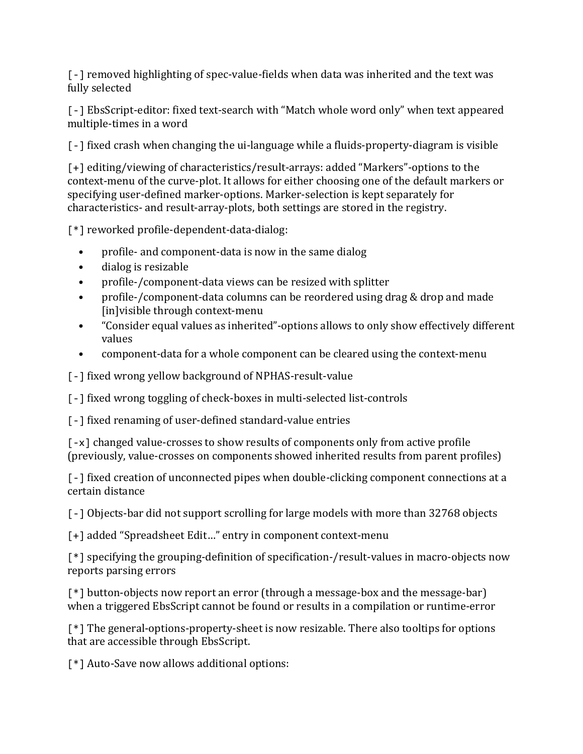[-] removed highlighting of spec-value-fields when data was inherited and the text was fully selected

[-] EbsScript-editor: fixed text-search with "Match whole word only" when text appeared multiple-times in a word

[-] fixed crash when changing the ui-language while a fluids-property-diagram is visible

[+] editing/viewing of characteristics/result-arrays: added "Markers"-options to the context-menu of the curve-plot. It allows for either choosing one of the default markers or specifying user-defined marker-options. Marker-selection is kept separately for characteristics- and result-array-plots, both settings are stored in the registry.

[*] reworked profile-dependent-data-dialog:

- profile- and component-data is now in the same dialog
- dialog is resizable
- profile-/component-data views can be resized with splitter
- profile-/component-data columns can be reordered using drag & drop and made [in]visible through context-menu
- "Consider equal values as inherited"-options allows to only show effectively different values
- component-data for a whole component can be cleared using the context-menu

[-] fixed wrong yellow background of NPHAS-result-value

[-] fixed wrong toggling of check-boxes in multi-selected list-controls

[-] fixed renaming of user-defined standard-value entries

[-x] changed value-crosses to show results of components only from active profile (previously, value-crosses on components showed inherited results from parent profiles)

[-] fixed creation of unconnected pipes when double-clicking component connections at a certain distance

[-] Objects-bar did not support scrolling for large models with more than 32768 objects

[+] added "Spreadsheet Edit…" entry in component context-menu

[*] specifying the grouping-definition of specification-/result-values in macro-objects now reports parsing errors

[*] button-objects now report an error (through a message-box and the message-bar) when a triggered EbsScript cannot be found or results in a compilation or runtime-error

[*] The general-options-property-sheet is now resizable. There also tooltips for options that are accessible through EbsScript.

[*] Auto-Save now allows additional options: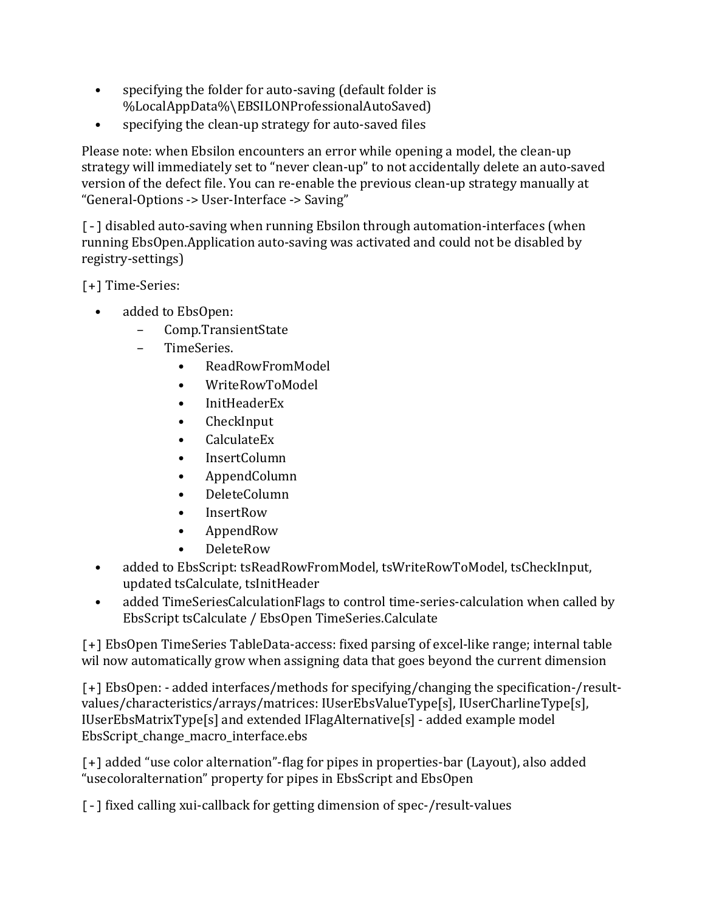- specifying the folder for auto-saving (default folder is %LocalAppData%\EBSILONProfessionalAutoSaved)
- specifying the clean-up strategy for auto-saved files

Please note: when Ebsilon encounters an error while opening a model, the clean-up strategy will immediately set to “never clean-up” to not accidentally delete an auto-saved version of the defect file. You can re-enable the previous clean-up strategy manually at “General-Options -> User-Interface -> Saving”

[ - ] disabled auto-saving when running Ebsilon through automation-interfaces (when running EbsOpen.Application auto-saving was activated and could not be disabled by registry-settings)

[+] Time-Series:

- added to EbsOpen:
  - Comp.TransientState
  - TimeSeries.
    - ReadRowFromModel
    - WriteRowToModel
    - InitHeaderEx
    - CheckInput
    - CalculateEx
    - InsertColumn
    - AppendColumn
    - DeleteColumn
    - InsertRow
    - AppendRow
    - DeleteRow
- added to EbsScript: tsReadRowFromModel, tsWriteRowToModel, tsCheckInput, updated tsCalculate, tsInitHeader
- added TimeSeriesCalculationFlags to control time-series-calculation when called by EbsScript tsCalculate / EbsOpen TimeSeries.Calculate

[+] EbsOpen TimeSeries TableData-access: fixed parsing of excel-like range; internal table wil now automatically grow when assigning data that goes beyond the current dimension

[+] EbsOpen: - added interfaces/methods for specifying/changing the specification-/result-values/characteristics/arrays/matrices: IUserEbsValueType[s], IUserCharlineType[s], IUserEbsMatrixType[s] and extended IFlagAlternative[s] - added example model EbsScript_change_macro_interface.ebs

[+] added “use color alternation”-flag for pipes in properties-bar (Layout), also added “usecoloralternation” property for pipes in EbsScript and EbsOpen

[ - ] fixed calling xui-callback for getting dimension of spec-/result-values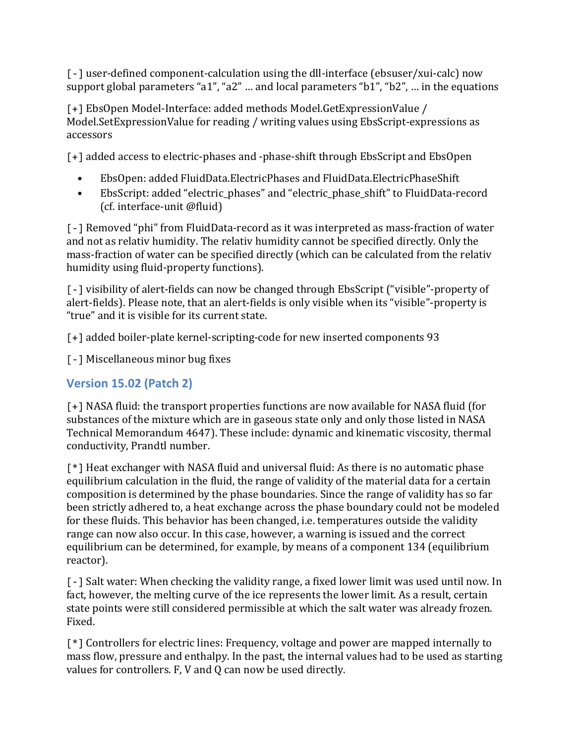[-] user-defined component-calculation using the dll-interface (ebsuser/xui-calc) now support global parameters “a1”, “a2” … and local parameters “b1”, “b2”, … in the equations

[+] EbsOpen Model-Interface: added methods Model.GetExpressionValue / Model.SetExpressionValue for reading / writing values using EbsScript-expressions as accessors

[+] added access to electric-phases and -phase-shift through EbsScript and EbsOpen

- EbsOpen: added FluidData.ElectricPhases and FluidData.ElectricPhaseShift
- EbsScript: added “electric_phases” and “electric_phase_shift” to FluidData-record (cf. interface-unit @fluid)

[-] Removed “phi” from FluidData-record as it was interpreted as mass-fraction of water and not as relativ humidity. The relativ humidity cannot be specified directly. Only the mass-fraction of water can be specified directly (which can be calculated from the relativ humidity using fluid-property functions).

[-] visibility of alert-fields can now be changed through EbsScript (“visible”-property of alert-fields). Please note, that an alert-fields is only visible when its “visible”-property is “true” and it is visible for its current state.

[+] added boiler-plate kernel-scripting-code for new inserted components 93

[-] Miscellaneous minor bug fixes

## Version 15.02 (Patch 2)

[+] NASA fluid: the transport properties functions are now available for NASA fluid (for substances of the mixture which are in gaseous state only and only those listed in NASA Technical Memorandum 4647). These include: dynamic and kinematic viscosity, thermal conductivity, Prandtl number.

[*] Heat exchanger with NASA fluid and universal fluid: As there is no automatic phase equilibrium calculation in the fluid, the range of validity of the material data for a certain composition is determined by the phase boundaries. Since the range of validity has so far been strictly adhered to, a heat exchange across the phase boundary could not be modeled for these fluids. This behavior has been changed, i.e. temperatures outside the validity range can now also occur. In this case, however, a warning is issued and the correct equilibrium can be determined, for example, by means of a component 134 (equilibrium reactor).

[-] Salt water: When checking the validity range, a fixed lower limit was used until now. In fact, however, the melting curve of the ice represents the lower limit. As a result, certain state points were still considered permissible at which the salt water was already frozen. Fixed.

[*] Controllers for electric lines: Frequency, voltage and power are mapped internally to mass flow, pressure and enthalpy. In the past, the internal values had to be used as starting values for controllers. F, V and Q can now be used directly.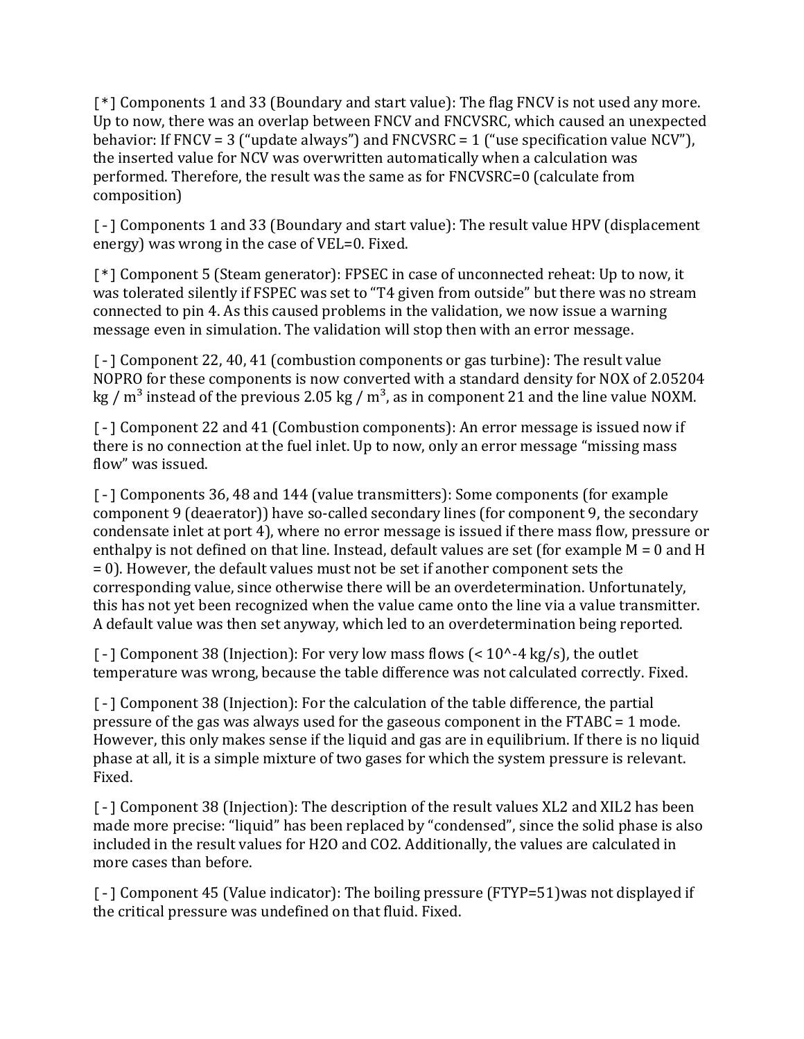[*] Components 1 and 33 (Boundary and start value): The flag FNCV is not used any more. Up to now, there was an overlap between FNCV and FNCVSRC, which caused an unexpected behavior: If FNCV = 3 ("update always") and FNCVSRC = 1 ("use specification value NCV"), the inserted value for NCV was overwritten automatically when a calculation was performed. Therefore, the result was the same as for FNCVSRC=0 (calculate from composition)

[-] Components 1 and 33 (Boundary and start value): The result value HPV (displacement energy) was wrong in the case of VEL=0. Fixed.

[*] Component 5 (Steam generator): FPSEC in case of unconnected reheat: Up to now, it was tolerated silently if FSPEC was set to "T4 given from outside" but there was no stream connected to pin 4. As this caused problems in the validation, we now issue a warning message even in simulation. The validation will stop then with an error message.

[-] Component 22, 40, 41 (combustion components or gas turbine): The result value NOPRO for these components is now converted with a standard density for NOX of 2.05204 kg / m$^3$ instead of the previous 2.05 kg / m$^3$, as in component 21 and the line value NOXM.

[-] Component 22 and 41 (Combustion components): An error message is issued now if there is no connection at the fuel inlet. Up to now, only an error message "missing mass flow" was issued.

[-] Components 36, 48 and 144 (value transmitters): Some components (for example component 9 (deaerator)) have so-called secondary lines (for component 9, the secondary condensate inlet at port 4), where no error message is issued if there mass flow, pressure or enthalpy is not defined on that line. Instead, default values are set (for example M = 0 and H = 0). However, the default values must not be set if another component sets the corresponding value, since otherwise there will be an overdetermination. Unfortunately, this has not yet been recognized when the value came onto the line via a value transmitter. A default value was then set anyway, which led to an overdetermination being reported.

[-] Component 38 (Injection): For very low mass flows (< 10^-4 kg/s), the outlet temperature was wrong, because the table difference was not calculated correctly. Fixed.

[-] Component 38 (Injection): For the calculation of the table difference, the partial pressure of the gas was always used for the gaseous component in the FTABC = 1 mode. However, this only makes sense if the liquid and gas are in equilibrium. If there is no liquid phase at all, it is a simple mixture of two gases for which the system pressure is relevant. Fixed.

[-] Component 38 (Injection): The description of the result values XL2 and XIL2 has been made more precise: "liquid" has been replaced by "condensed", since the solid phase is also included in the result values for H2O and CO2. Additionally, the values are calculated in more cases than before.

[-] Component 45 (Value indicator): The boiling pressure (FTYP=51)was not displayed if the critical pressure was undefined on that fluid. Fixed.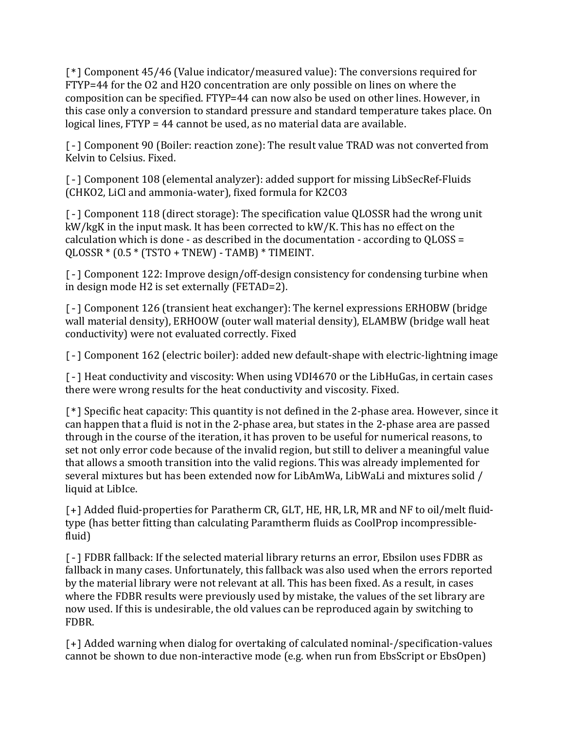[*] Component 45/46 (Value indicator/measured value): The conversions required for FTYP=44 for the O2 and H2O concentration are only possible on lines on where the composition can be specified. FTYP=44 can now also be used on other lines. However, in this case only a conversion to standard pressure and standard temperature takes place. On logical lines, FTYP = 44 cannot be used, as no material data are available.

[-] Component 90 (Boiler: reaction zone): The result value TRAD was not converted from Kelvin to Celsius. Fixed.

[-] Component 108 (elemental analyzer): added support for missing LibSecRef-Fluids (CHKO2, LiCl and ammonia-water), fixed formula for K2CO3

[-] Component 118 (direct storage): The specification value QLOSSR had the wrong unit kW/kgK in the input mask. It has been corrected to kW/K. This has no effect on the calculation which is done - as described in the documentation - according to QLOSS = QLOSSR * (0.5 * (TSTO + TNEW) - TAMB) * TIMEINT.

[-] Component 122: Improve design/off-design consistency for condensing turbine when in design mode H2 is set externally (FETAD=2).

[-] Component 126 (transient heat exchanger): The kernel expressions ERHOBW (bridge wall material density), ERHOOW (outer wall material density), ELAMBW (bridge wall heat conductivity) were not evaluated correctly. Fixed

[-] Component 162 (electric boiler): added new default-shape with electric-lightning image

[-] Heat conductivity and viscosity: When using VDI4670 or the LibHuGas, in certain cases there were wrong results for the heat conductivity and viscosity. Fixed.

[*] Specific heat capacity: This quantity is not defined in the 2-phase area. However, since it can happen that a fluid is not in the 2-phase area, but states in the 2-phase area are passed through in the course of the iteration, it has proven to be useful for numerical reasons, to set not only error code because of the invalid region, but still to deliver a meaningful value that allows a smooth transition into the valid regions. This was already implemented for several mixtures but has been extended now for LibAmWa, LibWaLi and mixtures solid / liquid at LibIce.

[+] Added fluid-properties for Paratherm CR, GLT, HE, HR, LR, MR and NF to oil/melt fluid-type (has better fitting than calculating Paramtherm fluids as CoolProp incompressible-fluid)

[-] FDBR fallback: If the selected material library returns an error, Ebsilon uses FDBR as fallback in many cases. Unfortunately, this fallback was also used when the errors reported by the material library were not relevant at all. This has been fixed. As a result, in cases where the FDBR results were previously used by mistake, the values of the set library are now used. If this is undesirable, the old values can be reproduced again by switching to FDBR.

[+] Added warning when dialog for overtaking of calculated nominal-/specification-values cannot be shown to due non-interactive mode (e.g. when run from EbsScript or EbsOpen)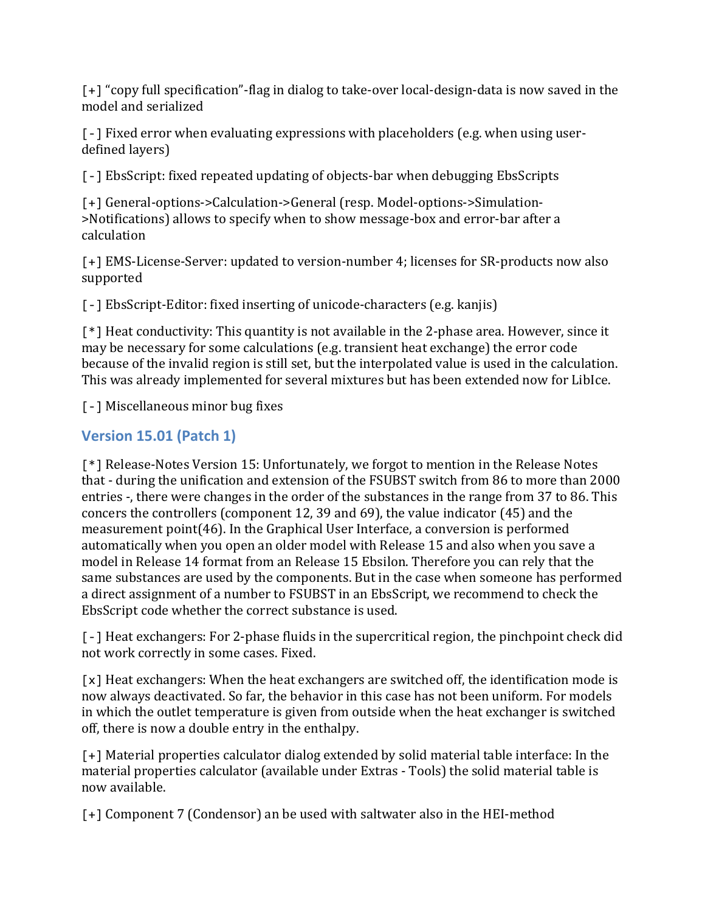[+] “copy full specification”-flag in dialog to take-over local-design-data is now saved in the model and serialized

[ - ] Fixed error when evaluating expressions with placeholders (e.g. when using user-defined layers)

[ - ] EbsScript: fixed repeated updating of objects-bar when debugging EbsScripts

[+] General-options->Calculation->General (resp. Model-options->Simulation->Notifications) allows to specify when to show message-box and error-bar after a calculation

[+] EMS-License-Server: updated to version-number 4; licenses for SR-products now also supported

[ - ] EbsScript-Editor: fixed inserting of unicode-characters (e.g. kanjis)

[*] Heat conductivity: This quantity is not available in the 2-phase area. However, since it may be necessary for some calculations (e.g. transient heat exchange) the error code because of the invalid region is still set, but the interpolated value is used in the calculation. This was already implemented for several mixtures but has been extended now for LibIce.

[ - ] Miscellaneous minor bug fixes

## Version 15.01 (Patch 1)

[*] Release-Notes Version 15: Unfortunately, we forgot to mention in the Release Notes that - during the unification and extension of the FSUBST switch from 86 to more than 2000 entries -, there were changes in the order of the substances in the range from 37 to 86. This concers the controllers (component 12, 39 and 69), the value indicator (45) and the measurement point(46). In the Graphical User Interface, a conversion is performed automatically when you open an older model with Release 15 and also when you save a model in Release 14 format from an Release 15 Ebsilon. Therefore you can rely that the same substances are used by the components. But in the case when someone has performed a direct assignment of a number to FSUBST in an EbsScript, we recommend to check the EbsScript code whether the correct substance is used.

[ - ] Heat exchangers: For 2-phase fluids in the supercritical region, the pinchpoint check did not work correctly in some cases. Fixed.

[x] Heat exchangers: When the heat exchangers are switched off, the identification mode is now always deactivated. So far, the behavior in this case has not been uniform. For models in which the outlet temperature is given from outside when the heat exchanger is switched off, there is now a double entry in the enthalpy.

[+] Material properties calculator dialog extended by solid material table interface: In the material properties calculator (available under Extras - Tools) the solid material table is now available.

[+] Component 7 (Condensor) an be used with saltwater also in the HEI-method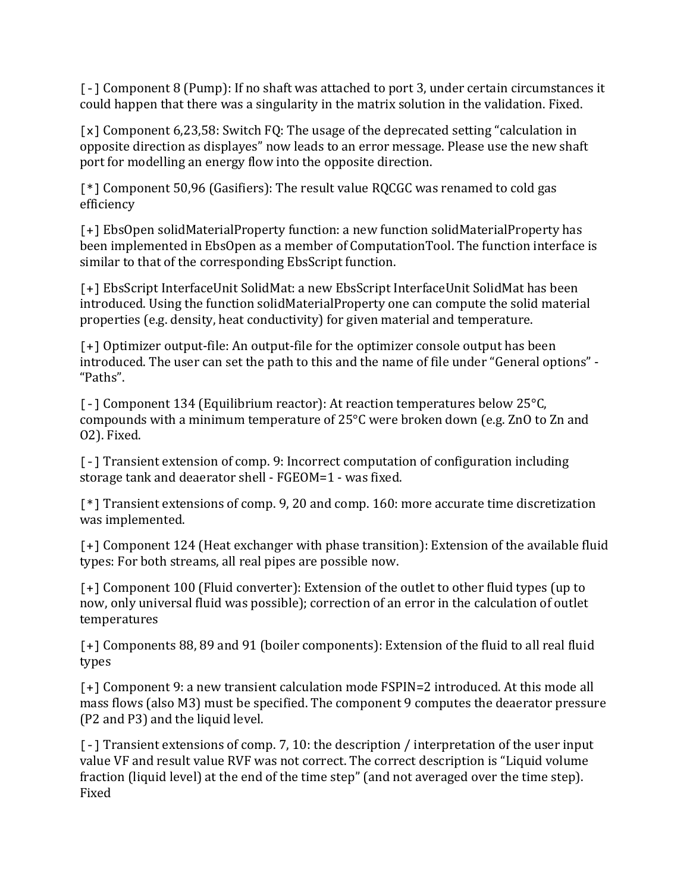[-] Component 8 (Pump): If no shaft was attached to port 3, under certain circumstances it could happen that there was a singularity in the matrix solution in the validation. Fixed.

[x] Component 6,23,58: Switch FQ: The usage of the deprecated setting “calculation in opposite direction as displayes” now leads to an error message. Please use the new shaft port for modelling an energy flow into the opposite direction.

[*] Component 50,96 (Gasifiers): The result value RQCGC was renamed to cold gas efficiency

[+] EbsOpen solidMaterialProperty function: a new function solidMaterialProperty has been implemented in EbsOpen as a member of ComputationTool. The function interface is similar to that of the corresponding EbsScript function.

[+] EbsScript InterfaceUnit SolidMat: a new EbsScript InterfaceUnit SolidMat has been introduced. Using the function solidMaterialProperty one can compute the solid material properties (e.g. density, heat conductivity) for given material and temperature.

[+] Optimizer output-file: An output-file for the optimizer console output has been introduced. The user can set the path to this and the name of file under “General options” - “Paths”.

[-] Component 134 (Equilibrium reactor): At reaction temperatures below 25°C, compounds with a minimum temperature of 25°C were broken down (e.g. ZnO to Zn and $O_2$). Fixed.

[-] Transient extension of comp. 9: Incorrect computation of configuration including storage tank and deaerator shell - FGEOM=1 - was fixed.

[*] Transient extensions of comp. 9, 20 and comp. 160: more accurate time discretization was implemented.

[+] Component 124 (Heat exchanger with phase transition): Extension of the available fluid types: For both streams, all real pipes are possible now.

[+] Component 100 (Fluid converter): Extension of the outlet to other fluid types (up to now, only universal fluid was possible); correction of an error in the calculation of outlet temperatures

[+] Components 88, 89 and 91 (boiler components): Extension of the fluid to all real fluid types

[+] Component 9: a new transient calculation mode FSPIN=2 introduced. At this mode all mass flows (also M3) must be specified. The component 9 computes the deaerator pressure (P2 and P3) and the liquid level.

[-] Transient extensions of comp. 7, 10: the description / interpretation of the user input value VF and result value RVF was not correct. The correct description is “Liquid volume fraction (liquid level) at the end of the time step” (and not averaged over the time step). Fixed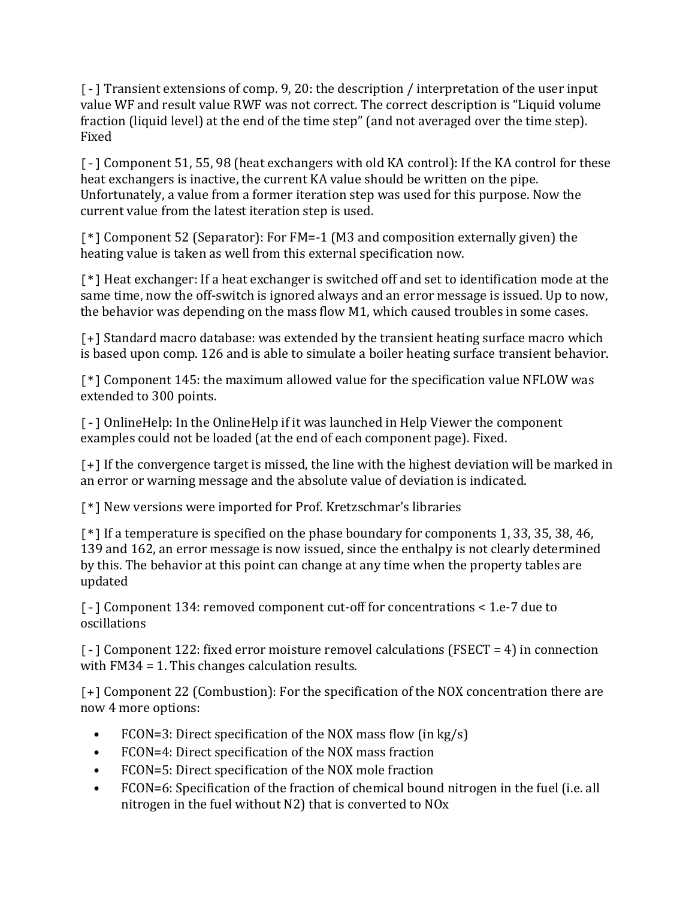[-] Transient extensions of comp. 9, 20: the description / interpretation of the user input value WF and result value RWF was not correct. The correct description is “Liquid volume fraction (liquid level) at the end of the time step” (and not averaged over the time step). Fixed

[-] Component 51, 55, 98 (heat exchangers with old KA control): If the KA control for these heat exchangers is inactive, the current KA value should be written on the pipe. Unfortunately, a value from a former iteration step was used for this purpose. Now the current value from the latest iteration step is used.

[*] Component 52 (Separator): For FM=-1 (M3 and composition externally given) the heating value is taken as well from this external specification now.

[*] Heat exchanger: If a heat exchanger is switched off and set to identification mode at the same time, now the off-switch is ignored always and an error message is issued. Up to now, the behavior was depending on the mass flow M1, which caused troubles in some cases.

[+] Standard macro database: was extended by the transient heating surface macro which is based upon comp. 126 and is able to simulate a boiler heating surface transient behavior.

[*] Component 145: the maximum allowed value for the specification value NFLOW was extended to 300 points.

[-] OnlineHelp: In the OnlineHelp if it was launched in Help Viewer the component examples could not be loaded (at the end of each component page). Fixed.

[+] If the convergence target is missed, the line with the highest deviation will be marked in an error or warning message and the absolute value of deviation is indicated.

[*] New versions were imported for Prof. Kretzschmar’s libraries

[*] If a temperature is specified on the phase boundary for components 1, 33, 35, 38, 46, 139 and 162, an error message is now issued, since the enthalpy is not clearly determined by this. The behavior at this point can change at any time when the property tables are updated

[-] Component 134: removed component cut-off for concentrations < 1.e-7 due to oscillations

[-] Component 122: fixed error moisture removel calculations (FSECT = 4) in connection with FM34 = 1. This changes calculation results.

[+] Component 22 (Combustion): For the specification of the NOX concentration there are now 4 more options:

- FCON=3: Direct specification of the NOX mass flow (in kg/s)
- FCON=4: Direct specification of the NOX mass fraction
- FCON=5: Direct specification of the NOX mole fraction
- FCON=6: Specification of the fraction of chemical bound nitrogen in the fuel (i.e. all nitrogen in the fuel without N2) that is converted to NOx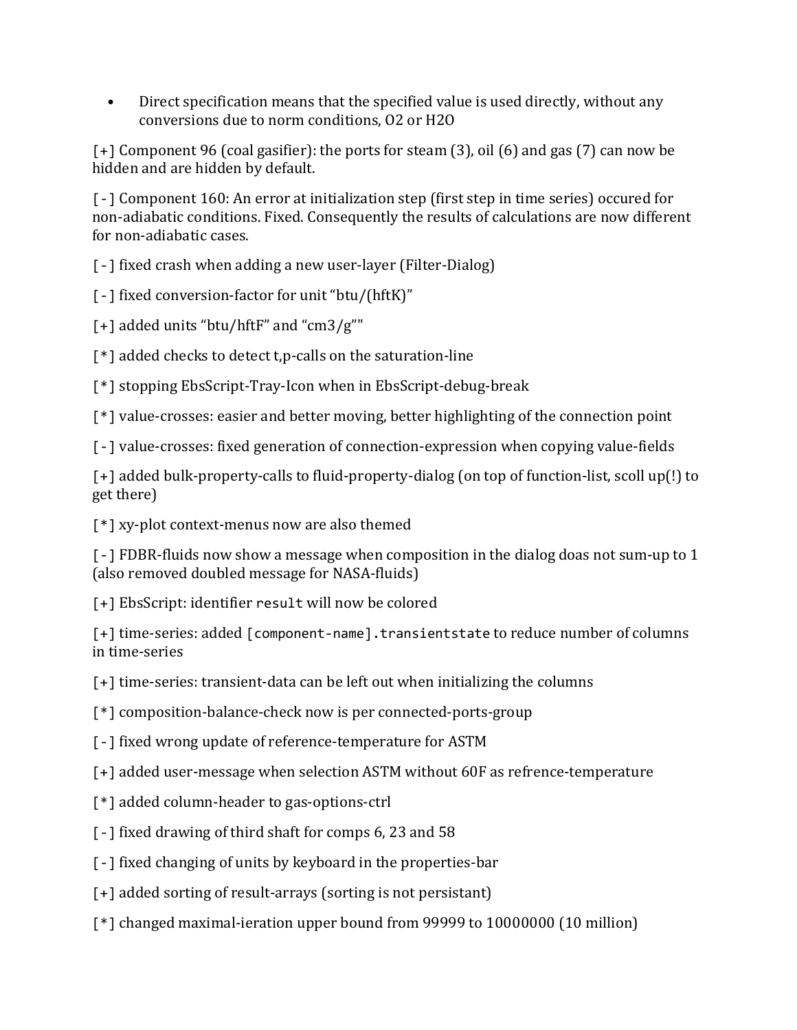- Direct specification means that the specified value is used directly, without any conversions due to norm conditions, O2 or H2O

[+] Component 96 (coal gasifier): the ports for steam (3), oil (6) and gas (7) can now be hidden and are hidden by default.

[-] Component 160: An error at initialization step (first step in time series) occured for non-adiabatic conditions. Fixed. Consequently the results of calculations are now different for non-adiabatic cases.

[-] fixed crash when adding a new user-layer (Filter-Dialog)

[-] fixed conversion-factor for unit "btu/(hftK)"

[+] added units "btu/hftF" and "cm3/g""

[*] added checks to detect t,p-calls on the saturation-line

[*] stopping EbsScript-Tray-Icon when in EbsScript-debug-break

[*] value-crosses: easier and better moving, better highlighting of the connection point

[-] value-crosses: fixed generation of connection-expression when copying value-fields

[+] added bulk-property-calls to fluid-property-dialog (on top of function-list, scoll up(!) to get there)

[*] xy-plot context-menus now are also themed

[-] FDBR-fluids now show a message when composition in the dialog doas not sum-up to 1 (also removed doubled message for NASA-fluids)

[+] EbsScript: identifier `result` will now be colored

[+] time-series: added `[component-name].transientstate` to reduce number of columns in time-series

[+] time-series: transient-data can be left out when initializing the columns

[*] composition-balance-check now is per connected-ports-group

[-] fixed wrong update of reference-temperature for ASTM

[+] added user-message when selection ASTM without 60F as refrence-temperature

[*] added column-header to gas-options-ctrl

[-] fixed drawing of third shaft for comps 6, 23 and 58

[-] fixed changing of units by keyboard in the properties-bar

[+] added sorting of result-arrays (sorting is not persistant)

[*] changed maximal-ieration upper bound from 99999 to 10000000 (10 million)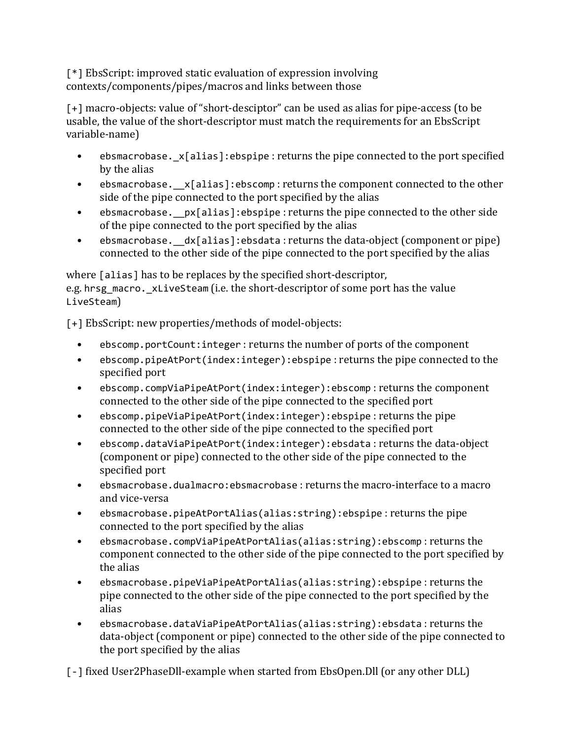[*] EbsScript: improved static evaluation of expression involving contexts/components/pipes/macros and links between those

[+] macro-objects: value of “short-desciptor” can be used as alias for pipe-access (to be usable, the value of the short-descriptor must match the requirements for an EbsScript variable-name)

- `ebsmacrobase._x[alias]:ebspipe` : returns the pipe connected to the port specified by the alias
- `ebsmacrobase.__x[alias]:ebscomp` : returns the component connected to the other side of the pipe connected to the port specified by the alias
- `ebsmacrobase.__px[alias]:ebspipe` : returns the pipe connected to the other side of the pipe connected to the port specified by the alias
- `ebsmacrobase.__dx[alias]:ebsdata` : returns the data-object (component or pipe) connected to the other side of the pipe connected to the port specified by the alias

where `[alias]` has to be replaces by the specified short-descriptor, e.g. `hrsg_macro._xLiveSteam` (i.e. the short-descriptor of some port has the value `LiveSteam`)

[+] EbsScript: new properties/methods of model-objects:

- `ebscomp.portCount:integer` : returns the number of ports of the component
- `ebscomp.pipeAtPort(index:integer):ebspipe` : returns the pipe connected to the specified port
- `ebscomp.compViaPipeAtPort(index:integer):ebscomp` : returns the component connected to the other side of the pipe connected to the specified port
- `ebscomp.pipeViaPipeAtPort(index:integer):ebspipe` : returns the pipe connected to the other side of the pipe connected to the specified port
- `ebscomp.dataViaPipeAtPort(index:integer):ebsdata` : returns the data-object (component or pipe) connected to the other side of the pipe connected to the specified port
- `ebsmacrobase.dualmacro:ebsmacrobase` : returns the macro-interface to a macro and vice-versa
- `ebsmacrobase.pipeAtPortAlias(alias:string):ebspipe` : returns the pipe connected to the port specified by the alias
- `ebsmacrobase.compViaPipeAtPortAlias(alias:string):ebscomp` : returns the component connected to the other side of the pipe connected to the port specified by the alias
- `ebsmacrobase.pipeViaPipeAtPortAlias(alias:string):ebspipe` : returns the pipe connected to the other side of the pipe connected to the port specified by the alias
- `ebsmacrobase.dataViaPipeAtPortAlias(alias:string):ebsdata` : returns the data-object (component or pipe) connected to the other side of the pipe connected to the port specified by the alias

[-] fixed User2PhaseDll-example when started from EbsOpen.Dll (or any other DLL)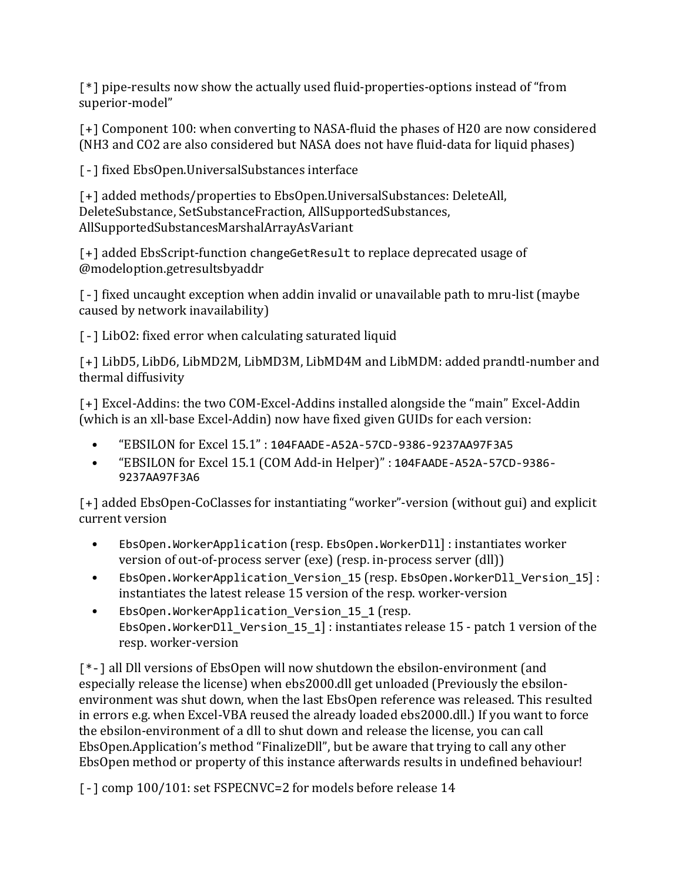[*] pipe-results now show the actually used fluid-properties-options instead of "from superior-model"

[+] Component 100: when converting to NASA-fluid the phases of H20 are now considered (NH3 and CO2 are also considered but NASA does not have fluid-data for liquid phases)

[-] fixed EbsOpen.UniversalSubstances interface

[+] added methods/properties to EbsOpen.UniversalSubstances: DeleteAll, DeleteSubstance, SetSubstanceFraction, AllSupportedSubstances, AllSupportedSubstancesMarshalArrayAsVariant

[+] added EbsScript-function `changeGetResult` to replace deprecated usage of @modeloption.getresultsbyaddr

[-] fixed uncaught exception when addin invalid or unavailable path to mru-list (maybe caused by network inavailability)

[-] LibO2: fixed error when calculating saturated liquid

[+] LibD5, LibD6, LibMD2M, LibMD3M, LibMD4M and LibMDM: added prandtl-number and thermal diffusivity

[+] Excel-Addins: the two COM-Excel-Addins installed alongside the "main" Excel-Addin (which is an xll-base Excel-Addin) now have fixed given GUIDs for each version:

- "EBSILON for Excel 15.1" : `104FAADE-A52A-57CD-9386-9237AA97F3A5`
- "EBSILON for Excel 15.1 (COM Add-in Helper)" : `104FAADE-A52A-57CD-9386-9237AA97F3A6`

[+] added EbsOpen-CoClasses for instantiating "worker"-version (without gui) and explicit current version

- `EbsOpen.WorkerApplication` (resp. `EbsOpen.WorkerDll`] : instantiates worker version of out-of-process server (exe) (resp. in-process server (dll))
- `EbsOpen.WorkerApplication_Version_15` (resp. `EbsOpen.WorkerDll_Version_15`] : instantiates the latest release 15 version of the resp. worker-version
- `EbsOpen.WorkerApplication_Version_15_1` (resp. `EbsOpen.WorkerDll_Version_15_1`] : instantiates release 15 - patch 1 version of the resp. worker-version

[*-] all Dll versions of EbsOpen will now shutdown the ebsilon-environment (and especially release the license) when ebs2000.dll get unloaded (Previously the ebsilon-environment was shut down, when the last EbsOpen reference was released. This resulted in errors e.g. when Excel-VBA reused the already loaded ebs2000.dll.) If you want to force the ebsilon-environment of a dll to shut down and release the license, you can call EbsOpen.Application's method "FinalizeDll", but be aware that trying to call any other EbsOpen method or property of this instance afterwards results in undefined behaviour!

[-] comp 100/101: set FSPECNVC=2 for models before release 14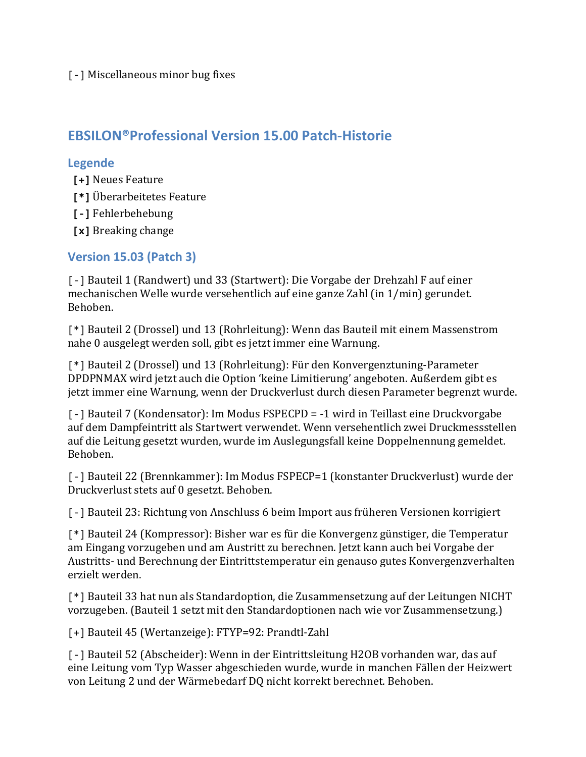[ - ] Miscellaneous minor bug fixes

## EBSILON®Professional Version 15.00 Patch-Historie

### Legende

- **[+]** Neues Feature
- **[*]** Überarbeitetes Feature
- **[ - ]** Fehlerbehebung
- **[x]** Breaking change

### Version 15.03 (Patch 3)

[ - ] Bauteil 1 (Randwert) und 33 (Startwert): Die Vorgabe der Drehzahl F auf einer mechanischen Welle wurde versehentlich auf eine ganze Zahl (in 1/min) gerundet. Behoben.

[*] Bauteil 2 (Drossel) und 13 (Rohrleitung): Wenn das Bauteil mit einem Massenstrom nahe 0 ausgelegt werden soll, gibt es jetzt immer eine Warnung.

[*] Bauteil 2 (Drossel) und 13 (Rohrleitung): Für den Konvergenztuning-Parameter DPDPNMAX wird jetzt auch die Option 'keine Limitierung' angeboten. Außerdem gibt es jetzt immer eine Warnung, wenn der Druckverlust durch diesen Parameter begrenzt wurde.

[ - ] Bauteil 7 (Kondensator): Im Modus FSPECPD = -1 wird in Teillast eine Druckvorgabe auf dem Dampfeintritt als Startwert verwendet. Wenn versehentlich zwei Druckmessstellen auf die Leitung gesetzt wurden, wurde im Auslegungsfall keine Doppelnennung gemeldet. Behoben.

[ - ] Bauteil 22 (Brennkammer): Im Modus FSPECP=1 (konstanter Druckverlust) wurde der Druckverlust stets auf 0 gesetzt. Behoben.

[ - ] Bauteil 23: Richtung von Anschluss 6 beim Import aus früheren Versionen korrigiert

[*] Bauteil 24 (Kompressor): Bisher war es für die Konvergenz günstiger, die Temperatur am Eingang vorzugeben und am Austritt zu berechnen. Jetzt kann auch bei Vorgabe der Austritts- und Berechnung der Eintrittstemperatur ein genauso gutes Konvergenzverhalten erzielt werden.

[*] Bauteil 33 hat nun als Standardoption, die Zusammensetzung auf der Leitungen NICHT vorzugeben. (Bauteil 1 setzt mit den Standardoptionen nach wie vor Zusammensetzung.)

[+] Bauteil 45 (Wertanzeige): FTYP=92: Prandtl-Zahl

[ - ] Bauteil 52 (Abscheider): Wenn in der Eintrittsleitung H2OB vorhanden war, das auf eine Leitung vom Typ Wasser abgeschieden wurde, wurde in manchen Fällen der Heizwert von Leitung 2 und der Wärmebedarf DQ nicht korrekt berechnet. Behoben.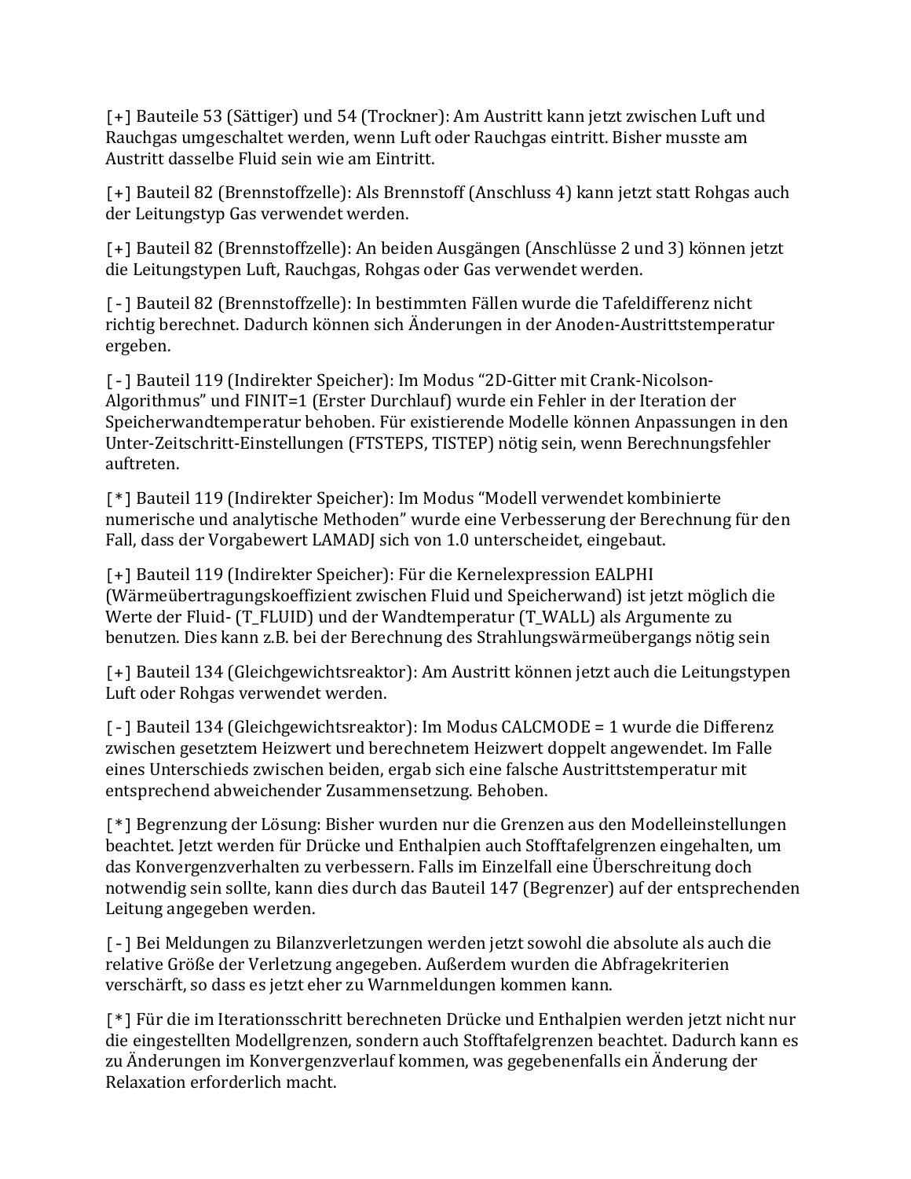[+] Bauteile 53 (Sättiger) und 54 (Trockner): Am Austritt kann jetzt zwischen Luft und Rauchgas umgeschaltet werden, wenn Luft oder Rauchgas eintritt. Bisher musste am Austritt dasselbe Fluid sein wie am Eintritt.

[+] Bauteil 82 (Brennstoffzelle): Als Brennstoff (Anschluss 4) kann jetzt statt Rohgas auch der Leitungstyp Gas verwendet werden.

[+] Bauteil 82 (Brennstoffzelle): An beiden Ausgängen (Anschlüsse 2 und 3) können jetzt die Leitungstypen Luft, Rauchgas, Rohgas oder Gas verwendet werden.

[-] Bauteil 82 (Brennstoffzelle): In bestimmten Fällen wurde die Tafeldifferenz nicht richtig berechnet. Dadurch können sich Änderungen in der Anoden-Austrittstemperatur ergeben.

[-] Bauteil 119 (Indirekter Speicher): Im Modus "2D-Gitter mit Crank-Nicolson-Algorithmus" und FINIT=1 (Erster Durchlauf) wurde ein Fehler in der Iteration der Speicherwandtemperatur behoben. Für existierende Modelle können Anpassungen in den Unter-Zeitschritt-Einstellungen (FTSTEPS, TISTEP) nötig sein, wenn Berechnungsfehler auftreten.

[*] Bauteil 119 (Indirekter Speicher): Im Modus "Modell verwendet kombinierte numerische und analytische Methoden" wurde eine Verbesserung der Berechnung für den Fall, dass der Vorgabewert LAMADJ sich von 1.0 unterscheidet, eingebaut.

[+] Bauteil 119 (Indirekter Speicher): Für die Kernelexpression EALPHI (Wärmeübertragungskoeffizient zwischen Fluid und Speicherwand) ist jetzt möglich die Werte der Fluid- (T_FLUID) und der Wandtemperatur (T_WALL) als Argumente zu benutzen. Dies kann z.B. bei der Berechnung des Strahlungswärmeübergangs nötig sein

[+] Bauteil 134 (Gleichgewichtsreaktor): Am Austritt können jetzt auch die Leitungstypen Luft oder Rohgas verwendet werden.

[-] Bauteil 134 (Gleichgewichtsreaktor): Im Modus CALCMODE = 1 wurde die Differenz zwischen gesetztem Heizwert und berechnetem Heizwert doppelt angewendet. Im Falle eines Unterschieds zwischen beiden, ergab sich eine falsche Austrittstemperatur mit entsprechend abweichender Zusammensetzung. Behoben.

[*] Begrenzung der Lösung: Bisher wurden nur die Grenzen aus den Modelleinstellungen beachtet. Jetzt werden für Drücke und Enthalpien auch Stofftafelgrenzen eingehalten, um das Konvergenzverhalten zu verbessern. Falls im Einzelfall eine Überschreitung doch notwendig sein sollte, kann dies durch das Bauteil 147 (Begrenzer) auf der entsprechenden Leitung angegeben werden.

[-] Bei Meldungen zu Bilanzverletzungen werden jetzt sowohl die absolute als auch die relative Größe der Verletzung angegeben. Außerdem wurden die Abfragekriterien verschärft, so dass es jetzt eher zu Warnmeldungen kommen kann.

[*] Für die im Iterationsschritt berechneten Drücke und Enthalpien werden jetzt nicht nur die eingestellten Modellgrenzen, sondern auch Stofftafelgrenzen beachtet. Dadurch kann es zu Änderungen im Konvergenzverlauf kommen, was gegebenenfalls ein Änderung der Relaxation erforderlich macht.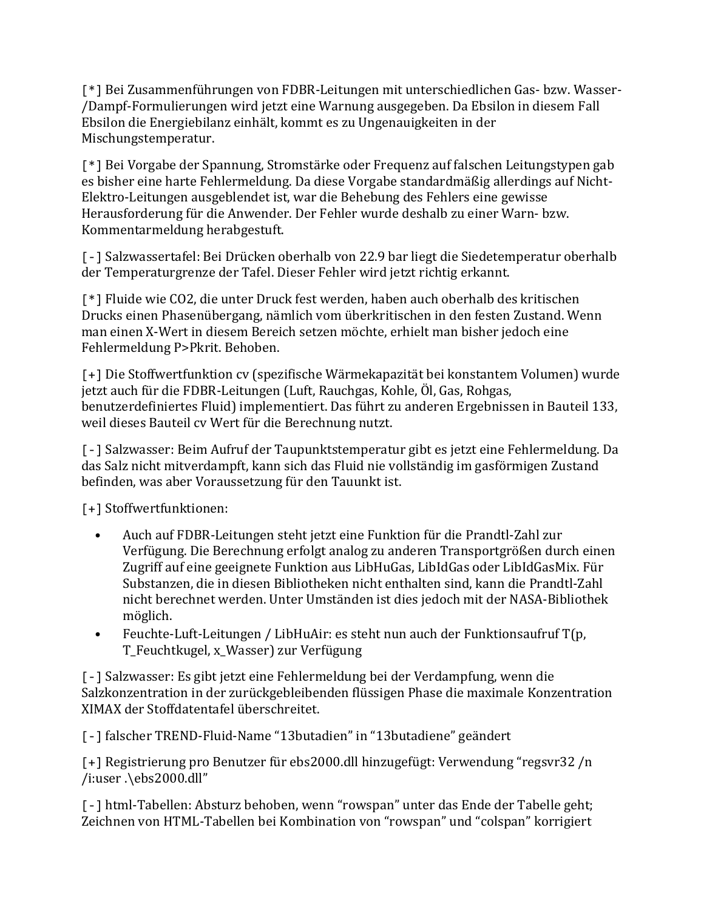[*] Bei Zusammenführungen von FDBR-Leitungen mit unterschiedlichen Gas- bzw. Wasser-/Dampf-Formulierungen wird jetzt eine Warnung ausgegeben. Da Ebsilon in diesem Fall Ebsilon die Energiebilanz einhält, kommt es zu Ungenauigkeiten in der Mischungstemperatur.

[*] Bei Vorgabe der Spannung, Stromstärke oder Frequenz auf falschen Leitungstypen gab es bisher eine harte Fehlermeldung. Da diese Vorgabe standardmäßig allerdings auf Nicht-Elektro-Leitungen ausgeblendet ist, war die Behebung des Fehlers eine gewisse Herausforderung für die Anwender. Der Fehler wurde deshalb zu einer Warn- bzw. Kommentarmeldung herabgestuft.

[ - ] Salzwassertafel: Bei Drücken oberhalb von 22.9 bar liegt die Siedetemperatur oberhalb der Temperaturgrenze der Tafel. Dieser Fehler wird jetzt richtig erkannt.

[*] Fluide wie $CO_2$, die unter Druck fest werden, haben auch oberhalb des kritischen Drucks einen Phasenübergang, nämlich vom überkritischen in den festen Zustand. Wenn man einen X-Wert in diesem Bereich setzen möchte, erhielt man bisher jedoch eine Fehlermeldung P>Pkrit. Behoben.

[+] Die Stoffwertfunktion cv (spezifische Wärmekapazität bei konstantem Volumen) wurde jetzt auch für die FDBR-Leitungen (Luft, Rauchgas, Kohle, Öl, Gas, Rohgas, benutzerdefiniertes Fluid) implementiert. Das führt zu anderen Ergebnissen in Bauteil 133, weil dieses Bauteil cv Wert für die Berechnung nutzt.

[ - ] Salzwasser: Beim Aufruf der Taupunktstemperatur gibt es jetzt eine Fehlermeldung. Da das Salz nicht mitverdampft, kann sich das Fluid nie vollständig im gasförmigen Zustand befinden, was aber Voraussetzung für den Tauunkt ist.

[+] Stoffwertfunktionen:

- Auch auf FDBR-Leitungen steht jetzt eine Funktion für die Prandtl-Zahl zur Verfügung. Die Berechnung erfolgt analog zu anderen Transportgrößen durch einen Zugriff auf eine geeignete Funktion aus LibHuGas, LibIdGas oder LibIdGasMix. Für Substanzen, die in diesen Bibliotheken nicht enthalten sind, kann die Prandtl-Zahl nicht berechnet werden. Unter Umständen ist dies jedoch mit der NASA-Bibliothek möglich.
- Feuchte-Luft-Leitungen / LibHuAir: es steht nun auch der Funktionsaufruf T(p, T_Feuchtkugel, x_Wasser) zur Verfügung

[ - ] Salzwasser: Es gibt jetzt eine Fehlermeldung bei der Verdampfung, wenn die Salzkonzentration in der zurückgebleibenden flüssigen Phase die maximale Konzentration XIMAX der Stoffdatentafel überschreitet.

[ - ] falscher TREND-Fluid-Name "13butadien" in "13butadiene" geändert

[+] Registrierung pro Benutzer für ebs2000.dll hinzugefügt: Verwendung "regsvr32 /n /i:user .\ebs2000.dll"

[ - ] html-Tabellen: Absturz behoben, wenn "rowspan" unter das Ende der Tabelle geht; Zeichnen von HTML-Tabellen bei Kombination von "rowspan" und "colspan" korrigiert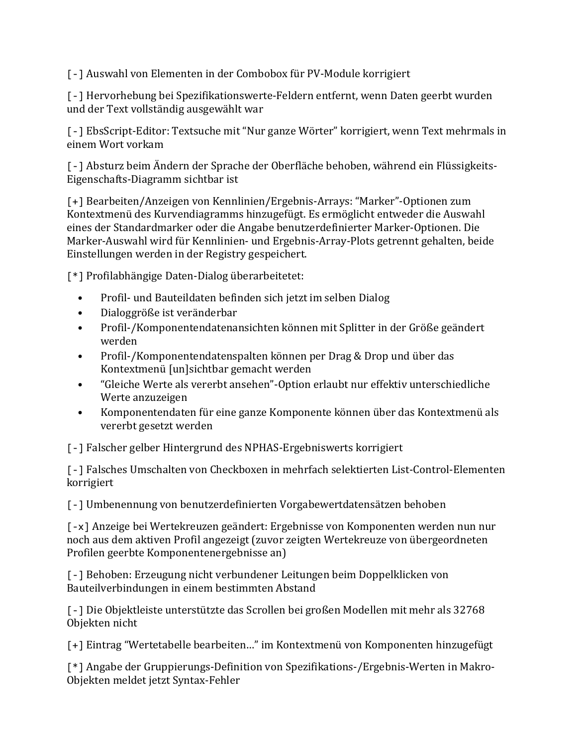[-] Auswahl von Elementen in der Combobox für PV-Module korrigiert

[-] Hervorhebung bei Spezifikationswerte-Feldern entfernt, wenn Daten geerbt wurden und der Text vollständig ausgewählt war

[-] EbsScript-Editor: Textsuche mit “Nur ganze Wörter” korrigiert, wenn Text mehrmals in einem Wort vorkam

[-] Absturz beim Ändern der Sprache der Oberfläche behoben, während ein Flüssigkeits-Eigenschafts-Diagramm sichtbar ist

[+] Bearbeiten/Anzeigen von Kennlinien/Ergebnis-Arrays: “Marker”-Optionen zum Kontextmenü des Kurvendiagramms hinzugefügt. Es ermöglicht entweder die Auswahl eines der Standardmarker oder die Angabe benutzerdefinierter Marker-Optionen. Die Marker-Auswahl wird für Kennlinien- und Ergebnis-Array-Plots getrennt gehalten, beide Einstellungen werden in der Registry gespeichert.

[*] Profilabhängige Daten-Dialog überarbeitetet:

- Profil- und Bauteildaten befinden sich jetzt im selben Dialog
- Dialoggröße ist veränderbar
- Profil-/Komponentendatenansichten können mit Splitter in der Größe geändert werden
- Profil-/Komponentendatenspalten können per Drag & Drop und über das Kontextmenü [un]sichtbar gemacht werden
- “Gleiche Werte als vererbt ansehen”-Option erlaubt nur effektiv unterschiedliche Werte anzuzeigen
- Komponentendaten für eine ganze Komponente können über das Kontextmenü als vererbt gesetzt werden

[-] Falscher gelber Hintergrund des NPHAS-Ergebniswerts korrigiert

[-] Falsches Umschalten von Checkboxen in mehrfach selektierten List-Control-Elementen korrigiert

[-] Umbenennung von benutzerdefinierten Vorgabewertdatensätzen behoben

[-x] Anzeige bei Wertekreuzen geändert: Ergebnisse von Komponenten werden nun nur noch aus dem aktiven Profil angezeigt (zuvor zeigten Wertekreuze von übergeordneten Profilen geerbte Komponentenergebnisse an)

[-] Behoben: Erzeugung nicht verbundener Leitungen beim Doppelklicken von Bauteilverbindungen in einem bestimmten Abstand

[-] Die Objektleiste unterstützte das Scrollen bei großen Modellen mit mehr als 32768 Objekten nicht

[+] Eintrag “Wertetabelle bearbeiten…” im Kontextmenü von Komponenten hinzugefügt

[*] Angabe der Gruppierungs-Definition von Spezifikations-/Ergebnis-Werten in Makro-Objekten meldet jetzt Syntax-Fehler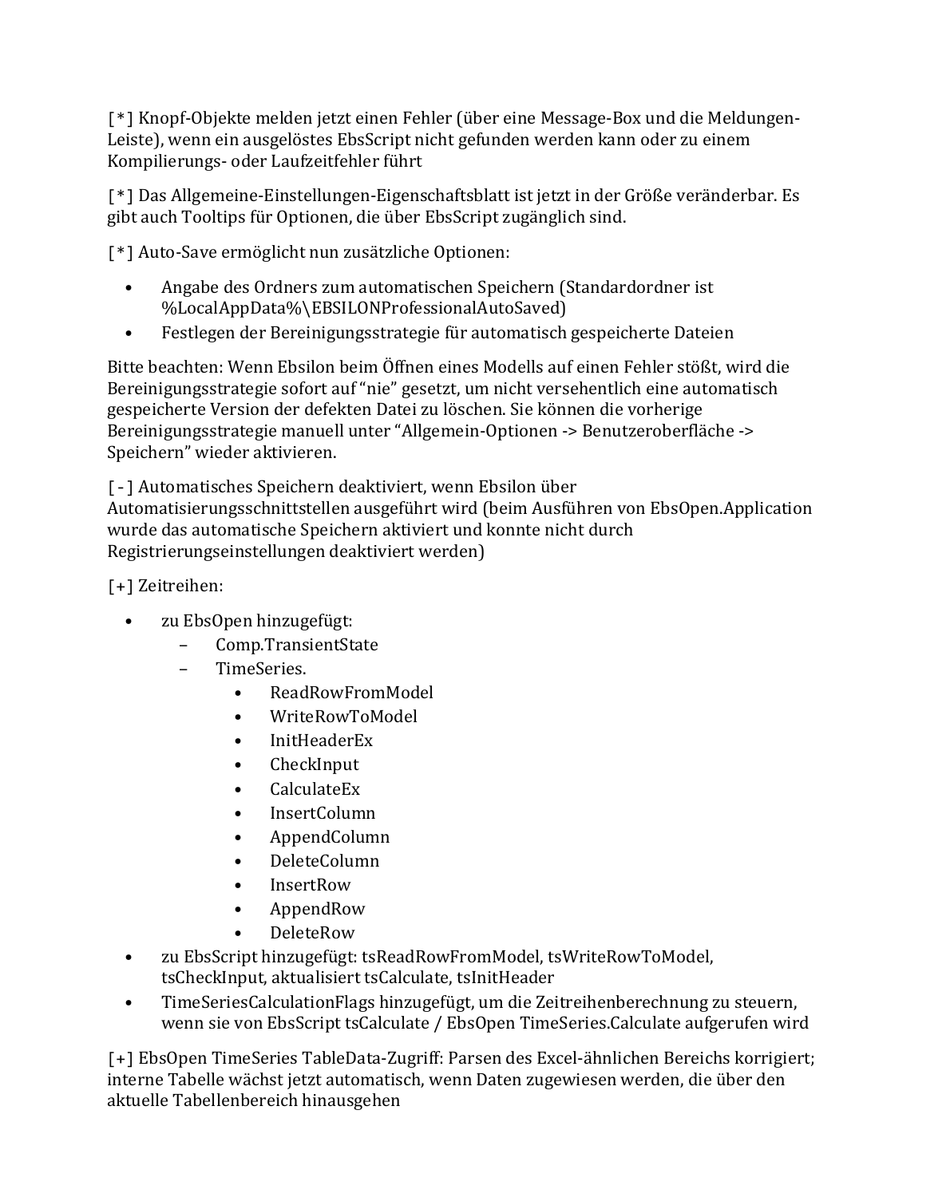[*] Knopf-Objekte melden jetzt einen Fehler (über eine Message-Box und die Meldungen-Leiste), wenn ein ausgelöstes EbsScript nicht gefunden werden kann oder zu einem Kompilierungs- oder Laufzeitfehler führt

[*] Das Allgemeine-Einstellungen-Eigenschaftsblatt ist jetzt in der Größe veränderbar. Es gibt auch Tooltips für Optionen, die über EbsScript zugänglich sind.

[*] Auto-Save ermöglicht nun zusätzliche Optionen:

- Angabe des Ordners zum automatischen Speichern (Standardordner ist %LocalAppData%\EBSILONProfessionalAutoSaved)
- Festlegen der Bereinigungsstrategie für automatisch gespeicherte Dateien

Bitte beachten: Wenn Ebsilon beim Öffnen eines Modells auf einen Fehler stößt, wird die Bereinigungsstrategie sofort auf “nie” gesetzt, um nicht versehentlich eine automatisch gespeicherte Version der defekten Datei zu löschen. Sie können die vorherige Bereinigungsstrategie manuell unter “Allgemein-Optionen -> Benutzeroberfläche -> Speichern” wieder aktivieren.

[-] Automatisches Speichern deaktiviert, wenn Ebsilon über Automatisierungsschnittstellen ausgeführt wird (beim Ausführen von EbsOpen.Application wurde das automatische Speichern aktiviert und konnte nicht durch Registrierungseinstellungen deaktiviert werden)

[+] Zeitreihen:

- zu EbsOpen hinzugefügt:
  - Comp.TransientState
  - TimeSeries.
    - ReadRowFromModel
    - WriteRowToModel
    - InitHeaderEx
    - CheckInput
    - CalculateEx
    - InsertColumn
    - AppendColumn
    - DeleteColumn
    - InsertRow
    - AppendRow
    - DeleteRow
- zu EbsScript hinzugefügt: tsReadRowFromModel, tsWriteRowToModel, tsCheckInput, aktualisiert tsCalculate, tsInitHeader
- TimeSeriesCalculationFlags hinzugefügt, um die Zeitreihenberechnung zu steuern, wenn sie von EbsScript tsCalculate / EbsOpen TimeSeries.Calculate aufgerufen wird

[+] EbsOpen TimeSeries TableData-Zugriff: Parsen des Excel-ähnlichen Bereichs korrigiert; interne Tabelle wächst jetzt automatisch, wenn Daten zugewiesen werden, die über den aktuelle Tabellenbereich hinausgehen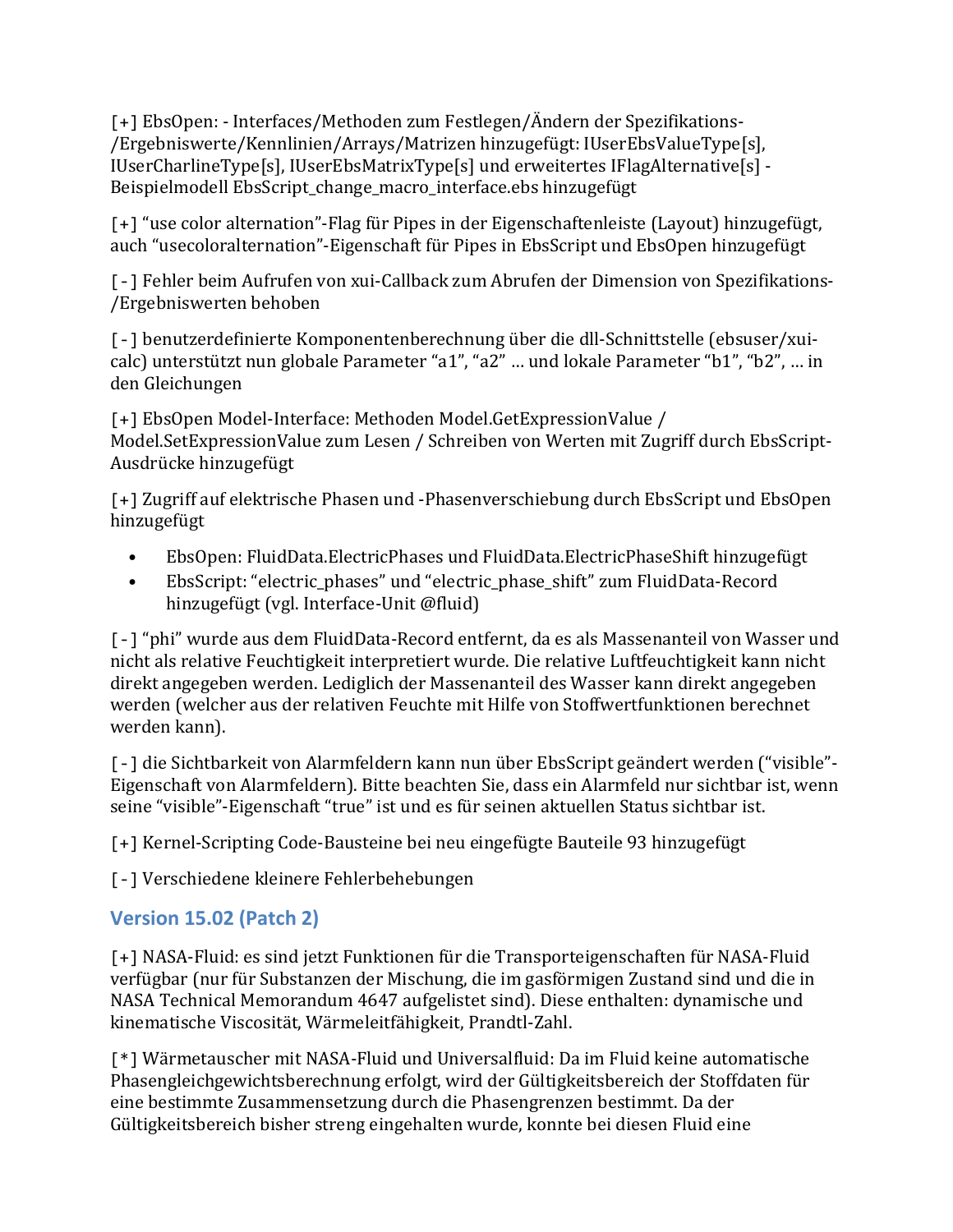[+] EbsOpen: - Interfaces/Methoden zum Festlegen/Ändern der Spezifikations-/Ergebniswerte/Kennlinien/Arrays/Matrizen hinzugefügt: IUserEbsValueType[s], IUserCharlineType[s], IUserEbsMatrixType[s] und erweitertes IFlagAlternative[s] - Beispielmodell EbsScript_change_macro_interface.ebs hinzugefügt

[+] "use color alternation"-Flag für Pipes in der Eigenschaftenleiste (Layout) hinzugefügt, auch "usecoloralternation"-Eigenschaft für Pipes in EbsScript und EbsOpen hinzugefügt

[-] Fehler beim Aufrufen von xui-Callback zum Abrufen der Dimension von Spezifikations-/Ergebniswerten behoben

[-] benutzerdefinierte Komponentenberechnung über die dll-Schnittstelle (ebsuser/xui-calc) unterstützt nun globale Parameter "a1", "a2" ... und lokale Parameter "b1", "b2", ... in den Gleichungen

[+] EbsOpen Model-Interface: Methoden Model.GetExpressionValue / Model.SetExpressionValue zum Lesen / Schreiben von Werten mit Zugriff durch EbsScript-Ausdrücke hinzugefügt

[+] Zugriff auf elektrische Phasen und -Phasenverschiebung durch EbsScript und EbsOpen hinzugefügt

- EbsOpen: FluidData.ElectricPhases und FluidData.ElectricPhaseShift hinzugefügt
- EbsScript: "electric_phases" und "electric_phase_shift" zum FluidData-Record hinzugefügt (vgl. Interface-Unit @fluid)

[-] "phi" wurde aus dem FluidData-Record entfernt, da es als Massenanteil von Wasser und nicht als relative Feuchtigkeit interpretiert wurde. Die relative Luftfeuchtigkeit kann nicht direkt angegeben werden. Lediglich der Massenanteil des Wasser kann direkt angegeben werden (welcher aus der relativen Feuchte mit Hilfe von Stoffwertfunktionen berechnet werden kann).

[-] die Sichtbarkeit von Alarmfeldern kann nun über EbsScript geändert werden ("visible"-Eigenschaft von Alarmfeldern). Bitte beachten Sie, dass ein Alarmfeld nur sichtbar ist, wenn seine "visible"-Eigenschaft "true" ist und es für seinen aktuellen Status sichtbar ist.

[+] Kernel-Scripting Code-Bausteine bei neu eingefügte Bauteile 93 hinzugefügt

[-] Verschiedene kleinere Fehlerbehebungen

## Version 15.02 (Patch 2)

[+] NASA-Fluid: es sind jetzt Funktionen für die Transporteigenschaften für NASA-Fluid verfügbar (nur für Substanzen der Mischung, die im gasförmigen Zustand sind und die in NASA Technical Memorandum 4647 aufgelistet sind). Diese enthalten: dynamische und kinematische Viscosität, Wärmeleitfähigkeit, Prandtl-Zahl.

[*] Wärmetauscher mit NASA-Fluid und Universalfluid: Da im Fluid keine automatische Phasengleichgewichtsberechnung erfolgt, wird der Gültigkeitsbereich der Stoffdaten für eine bestimmte Zusammensetzung durch die Phasengrenzen bestimmt. Da der Gültigkeitsbereich bisher streng eingehalten wurde, konnte bei diesen Fluid eine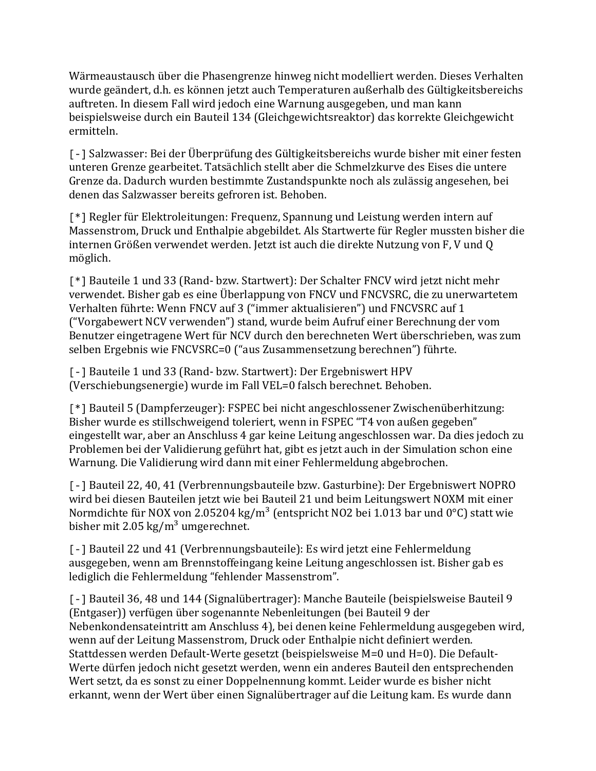Wärmeaustausch über die Phasengrenze hinweg nicht modelliert werden. Dieses Verhalten wurde geändert, d.h. es können jetzt auch Temperaturen außerhalb des Gültigkeitsbereichs auftreten. In diesem Fall wird jedoch eine Warnung ausgegeben, und man kann beispielsweise durch ein Bauteil 134 (Gleichgewichtsreaktor) das korrekte Gleichgewicht ermitteln.

[-] Salzwasser: Bei der Überprüfung des Gültigkeitsbereichs wurde bisher mit einer festen unteren Grenze gearbeitet. Tatsächlich stellt aber die Schmelzkurve des Eises die untere Grenze da. Dadurch wurden bestimmte Zustandspunkte noch als zulässig angesehen, bei denen das Salzwasser bereits gefroren ist. Behoben.

[*] Regler für Elektroleitungen: Frequenz, Spannung und Leistung werden intern auf Massenstrom, Druck und Enthalpie abgebildet. Als Startwerte für Regler mussten bisher die internen Größen verwendet werden. Jetzt ist auch die direkte Nutzung von F, V und Q möglich.

[*] Bauteile 1 und 33 (Rand- bzw. Startwert): Der Schalter FNCV wird jetzt nicht mehr verwendet. Bisher gab es eine Überlappung von FNCV und FNCVSRC, die zu unerwartetem Verhalten führte: Wenn FNCV auf 3 ("immer aktualisieren") und FNCVSRC auf 1 ("Vorgabewert NCV verwenden") stand, wurde beim Aufruf einer Berechnung der vom Benutzer eingetragene Wert für NCV durch den berechneten Wert überschrieben, was zum selben Ergebnis wie FNCVSRC=0 ("aus Zusammensetzung berechnen") führte.

[-] Bauteile 1 und 33 (Rand- bzw. Startwert): Der Ergebniswert HPV (Verschiebungsenergie) wurde im Fall VEL=0 falsch berechnet. Behoben.

[*] Bauteil 5 (Dampferzeuger): FSPEC bei nicht angeschlossener Zwischenüberhitzung: Bisher wurde es stillschweigend toleriert, wenn in FSPEC "T4 von außen gegeben" eingestellt war, aber an Anschluss 4 gar keine Leitung angeschlossen war. Da dies jedoch zu Problemen bei der Validierung geführt hat, gibt es jetzt auch in der Simulation schon eine Warnung. Die Validierung wird dann mit einer Fehlermeldung abgebrochen.

[-] Bauteil 22, 40, 41 (Verbrennungsbauteile bzw. Gasturbine): Der Ergebniswert NOPRO wird bei diesen Bauteilen jetzt wie bei Bauteil 21 und beim Leitungswert NOXM mit einer Normdichte für NOX von 2.05204 kg/m$^3$ (entspricht $NO_2$ bei 1.013 bar und 0°C) statt wie bisher mit 2.05 kg/m$^3$ umgerechnet.

[-] Bauteil 22 und 41 (Verbrennungsbauteile): Es wird jetzt eine Fehlermeldung ausgegeben, wenn am Brennstoffeingang keine Leitung angeschlossen ist. Bisher gab es lediglich die Fehlermeldung "fehlender Massenstrom".

[-] Bauteil 36, 48 und 144 (Signalübertrager): Manche Bauteile (beispielsweise Bauteil 9 (Entgaser)) verfügen über sogenannte Nebenleitungen (bei Bauteil 9 der Nebenkondensateintritt am Anschluss 4), bei denen keine Fehlermeldung ausgegeben wird, wenn auf der Leitung Massenstrom, Druck oder Enthalpie nicht definiert werden. Stattdessen werden Default-Werte gesetzt (beispielsweise M=0 und H=0). Die Default-Werte dürfen jedoch nicht gesetzt werden, wenn ein anderes Bauteil den entsprechenden Wert setzt, da es sonst zu einer Doppelnennung kommt. Leider wurde es bisher nicht erkannt, wenn der Wert über einen Signalübertrager auf die Leitung kam. Es wurde dann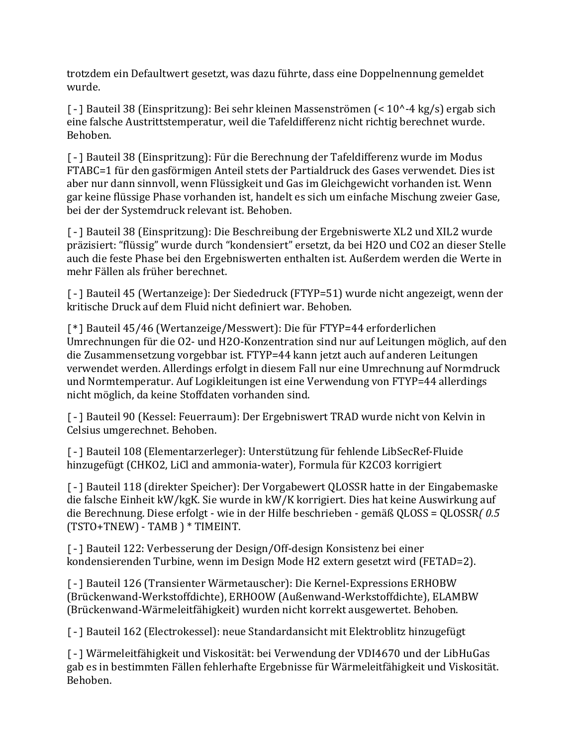trotzdem ein Defaultwert gesetzt, was dazu führte, dass eine Doppelnennung gemeldet wurde.

[ - ] Bauteil 38 (Einspritzung): Bei sehr kleinen Massenströmen (< 10^-4 kg/s) ergab sich eine falsche Austrittstemperatur, weil die Tafeldifferenz nicht richtig berechnet wurde. Behoben.

[ - ] Bauteil 38 (Einspritzung): Für die Berechnung der Tafeldifferenz wurde im Modus FTABC=1 für den gasförmigen Anteil stets der Partialdruck des Gases verwendet. Dies ist aber nur dann sinnvoll, wenn Flüssigkeit und Gas im Gleichgewicht vorhanden ist. Wenn gar keine flüssige Phase vorhanden ist, handelt es sich um einfache Mischung zweier Gase, bei der der Systemdruck relevant ist. Behoben.

[ - ] Bauteil 38 (Einspritzung): Die Beschreibung der Ergebniswerte XL2 und XIL2 wurde präzisiert: "flüssig" wurde durch "kondensiert" ersetzt, da bei $H_2O$ und $CO_2$ an dieser Stelle auch die feste Phase bei den Ergebniswerten enthalten ist. Außerdem werden die Werte in mehr Fällen als früher berechnet.

[ - ] Bauteil 45 (Wertanzeige): Der Siededruck (FTYP=51) wurde nicht angezeigt, wenn der kritische Druck auf dem Fluid nicht definiert war. Behoben.

[*] Bauteil 45/46 (Wertanzeige/Messwert): Die für FTYP=44 erforderlichen Umrechnungen für die $O_2$- und $H_2O$-Konzentration sind nur auf Leitungen möglich, auf den die Zusammensetzung vorgebbar ist. FTYP=44 kann jetzt auch auf anderen Leitungen verwendet werden. Allerdings erfolgt in diesem Fall nur eine Umrechnung auf Normdruck und Normtemperatur. Auf Logikleitungen ist eine Verwendung von FTYP=44 allerdings nicht möglich, da keine Stoffdaten vorhanden sind.

[ - ] Bauteil 90 (Kessel: Feuerraum): Der Ergebniswert TRAD wurde nicht von Kelvin in Celsius umgerechnet. Behoben.

[ - ] Bauteil 108 (Elementarzerleger): Unterstützung für fehlende LibSecRef-Fluide hinzugefügt (CHKO2, LiCl and ammonia-water), Formula für $K_2CO_3$ korrigiert

[ - ] Bauteil 118 (direkter Speicher): Der Vorgabewert QLOSSR hatte in der Eingabemaske die falsche Einheit kW/kgK. Sie wurde in kW/K korrigiert. Dies hat keine Auswirkung auf die Berechnung. Diese erfolgt - wie in der Hilfe beschrieben - gemäß QLOSS = QLOSSR*( 0.5* (TSTO+TNEW) - TAMB ) * TIMEINT.

[ - ] Bauteil 122: Verbesserung der Design/Off-design Konsistenz bei einer kondensierenden Turbine, wenn im Design Mode H2 extern gesetzt wird (FETAD=2).

[ - ] Bauteil 126 (Transienter Wärmetauscher): Die Kernel-Expressions ERHOBW (Brückenwand-Werkstoffdichte), ERHOOW (Außenwand-Werkstoffdichte), ELAMBW (Brückenwand-Wärmeleitfähigkeit) wurden nicht korrekt ausgewertet. Behoben.

[ - ] Bauteil 162 (Electrokessel): neue Standardansicht mit Elektroblitz hinzugefügt

[ - ] Wärmeleitfähigkeit und Viskosität: bei Verwendung der VDI4670 und der LibHuGas gab es in bestimmten Fällen fehlerhafte Ergebnisse für Wärmeleitfähigkeit und Viskosität. Behoben.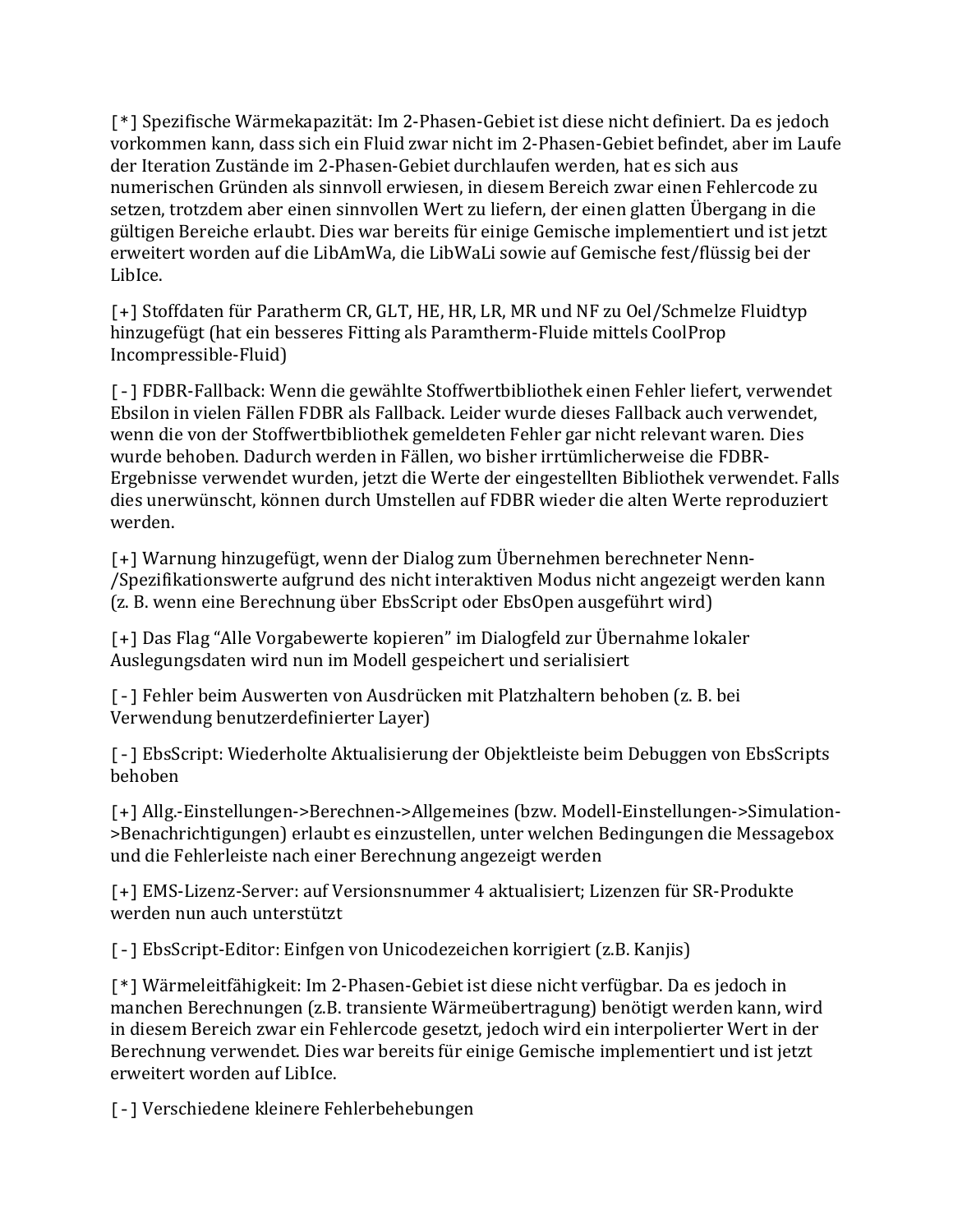[*] Spezifische Wärmekapazität: Im 2-Phasen-Gebiet ist diese nicht definiert. Da es jedoch vorkommen kann, dass sich ein Fluid zwar nicht im 2-Phasen-Gebiet befindet, aber im Laufe der Iteration Zustände im 2-Phasen-Gebiet durchlaufen werden, hat es sich aus numerischen Gründen als sinnvoll erwiesen, in diesem Bereich zwar einen Fehlercode zu setzen, trotzdem aber einen sinnvollen Wert zu liefern, der einen glatten Übergang in die gültigen Bereiche erlaubt. Dies war bereits für einige Gemische implementiert und ist jetzt erweitert worden auf die LibAmWa, die LibWaLi sowie auf Gemische fest/flüssig bei der LibIce.

[+] Stoffdaten für Paratherm CR, GLT, HE, HR, LR, MR und NF zu Oel/Schmelze Fluidtyp hinzugefügt (hat ein besseres Fitting als Paramtherm-Fluide mittels CoolProp Incompressible-Fluid)

[-] FDBR-Fallback: Wenn die gewählte Stoffwertbibliothek einen Fehler liefert, verwendet Ebsilon in vielen Fällen FDBR als Fallback. Leider wurde dieses Fallback auch verwendet, wenn die von der Stoffwertbibliothek gemeldeten Fehler gar nicht relevant waren. Dies wurde behoben. Dadurch werden in Fällen, wo bisher irrtümlicherweise die FDBR-Ergebnisse verwendet wurden, jetzt die Werte der eingestellten Bibliothek verwendet. Falls dies unerwünscht, können durch Umstellen auf FDBR wieder die alten Werte reproduziert werden.

[+] Warnung hinzugefügt, wenn der Dialog zum Übernehmen berechneter Nenn-/Spezifikationswerte aufgrund des nicht interaktiven Modus nicht angezeigt werden kann (z. B. wenn eine Berechnung über EbsScript oder EbsOpen ausgeführt wird)

[+] Das Flag "Alle Vorgabewerte kopieren" im Dialogfeld zur Übernahme lokaler Auslegungsdaten wird nun im Modell gespeichert und serialisiert

[-] Fehler beim Auswerten von Ausdrücken mit Platzhaltern behoben (z. B. bei Verwendung benutzerdefinierter Layer)

[-] EbsScript: Wiederholte Aktualisierung der Objektleiste beim Debuggen von EbsScripts behoben

[+] Allg.-Einstellungen->Berechnen->Allgemeines (bzw. Modell-Einstellungen->Simulation->Benachrichtigungen) erlaubt es einzustellen, unter welchen Bedingungen die Messagebox und die Fehlerleiste nach einer Berechnung angezeigt werden

[+] EMS-Lizenz-Server: auf Versionsnummer 4 aktualisiert; Lizenzen für SR-Produkte werden nun auch unterstützt

[-] EbsScript-Editor: Einfgen von Unicodezeichen korrigiert (z.B. Kanjis)

[*] Wärmeleitfähigkeit: Im 2-Phasen-Gebiet ist diese nicht verfügbar. Da es jedoch in manchen Berechnungen (z.B. transiente Wärmeübertragung) benötigt werden kann, wird in diesem Bereich zwar ein Fehlercode gesetzt, jedoch wird ein interpolierter Wert in der Berechnung verwendet. Dies war bereits für einige Gemische implementiert und ist jetzt erweitert worden auf LibIce.

[-] Verschiedene kleinere Fehlerbehebungen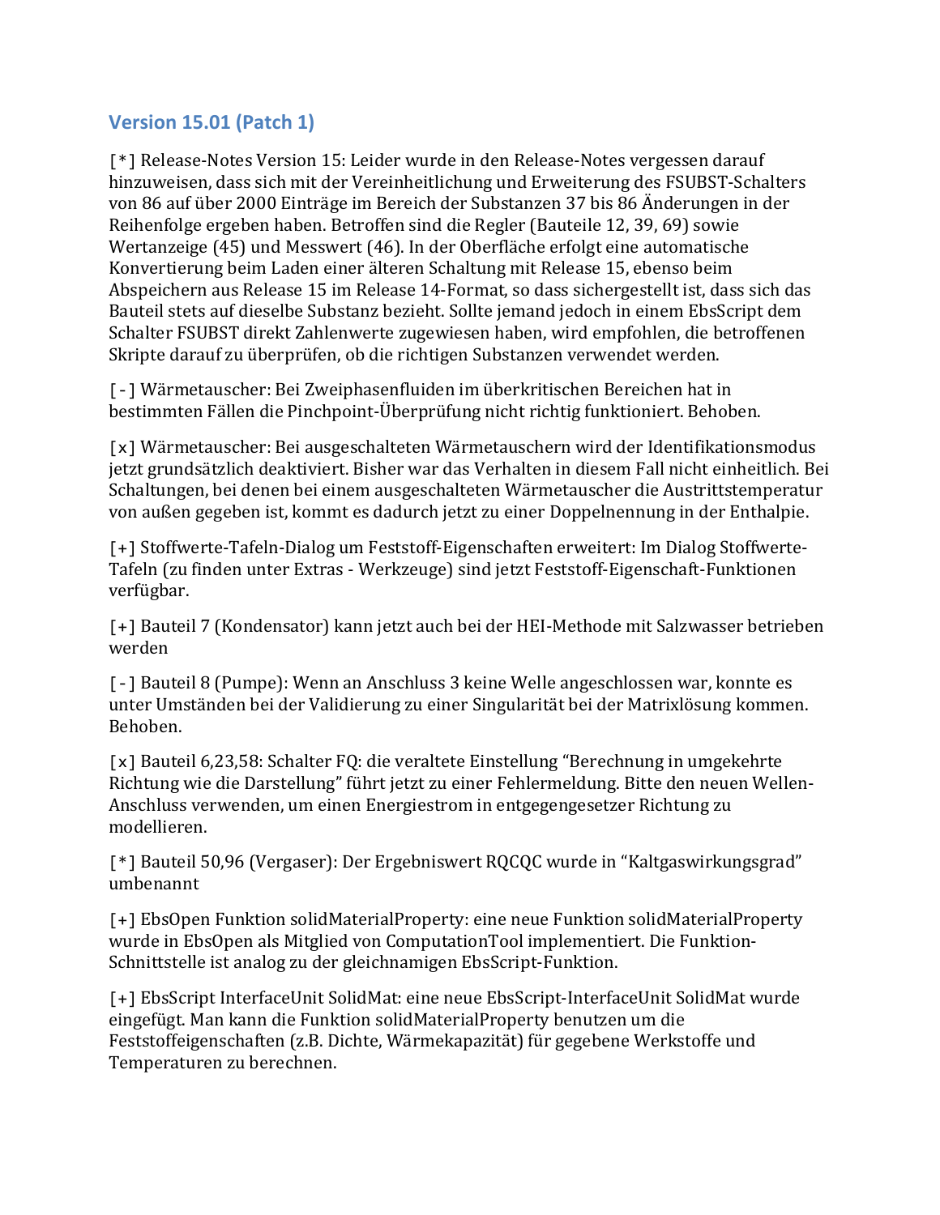## Version 15.01 (Patch 1)

[*] Release-Notes Version 15: Leider wurde in den Release-Notes vergessen darauf hinzuweisen, dass sich mit der Vereinheitlichung und Erweiterung des FSUBST-Schalters von 86 auf über 2000 Einträge im Bereich der Substanzen 37 bis 86 Änderungen in der Reihenfolge ergeben haben. Betroffen sind die Regler (Bauteile 12, 39, 69) sowie Wertanzeige (45) und Messwert (46). In der Oberfläche erfolgt eine automatische Konvertierung beim Laden einer älteren Schaltung mit Release 15, ebenso beim Abspeichern aus Release 15 im Release 14-Format, so dass sichergestellt ist, dass sich das Bauteil stets auf dieselbe Substanz bezieht. Sollte jemand jedoch in einem EbsScript dem Schalter FSUBST direkt Zahlenwerte zugewiesen haben, wird empfohlen, die betroffenen Skripte darauf zu überprüfen, ob die richtigen Substanzen verwendet werden.

[-] Wärmetauscher: Bei Zweiphasenfluiden im überkritischen Bereichen hat in bestimmten Fällen die Pinchpoint-Überprüfung nicht richtig funktioniert. Behoben.

[x] Wärmetauscher: Bei ausgeschalteten Wärmetauschern wird der Identifikationsmodus jetzt grundsätzlich deaktiviert. Bisher war das Verhalten in diesem Fall nicht einheitlich. Bei Schaltungen, bei denen bei einem ausgeschalteten Wärmetauscher die Austrittstemperatur von außen gegeben ist, kommt es dadurch jetzt zu einer Doppelnennung in der Enthalpie.

[+] Stoffwerte-Tafeln-Dialog um Feststoff-Eigenschaften erweitert: Im Dialog Stoffwerte-Tafeln (zu finden unter Extras - Werkzeuge) sind jetzt Feststoff-Eigenschaft-Funktionen verfügbar.

[+] Bauteil 7 (Kondensator) kann jetzt auch bei der HEI-Methode mit Salzwasser betrieben werden

[-] Bauteil 8 (Pumpe): Wenn an Anschluss 3 keine Welle angeschlossen war, konnte es unter Umständen bei der Validierung zu einer Singularität bei der Matrixlösung kommen. Behoben.

[x] Bauteil 6,23,58: Schalter FQ: die veraltete Einstellung "Berechnung in umgekehrte Richtung wie die Darstellung" führt jetzt zu einer Fehlermeldung. Bitte den neuen Wellen-Anschluss verwenden, um einen Energiestrom in entgegengesetzer Richtung zu modellieren.

[*] Bauteil 50,96 (Vergaser): Der Ergebniswert RQCQC wurde in "Kaltgaswirkungsgrad" umbenannt

[+] EbsOpen Funktion solidMaterialProperty: eine neue Funktion solidMaterialProperty wurde in EbsOpen als Mitglied von ComputationTool implementiert. Die Funktion-Schnittstelle ist analog zu der gleichnamigen EbsScript-Funktion.

[+] EbsScript InterfaceUnit SolidMat: eine neue EbsScript-InterfaceUnit SolidMat wurde eingefügt. Man kann die Funktion solidMaterialProperty benutzen um die Feststoffeigenschaften (z.B. Dichte, Wärmekapazität) für gegebene Werkstoffe und Temperaturen zu berechnen.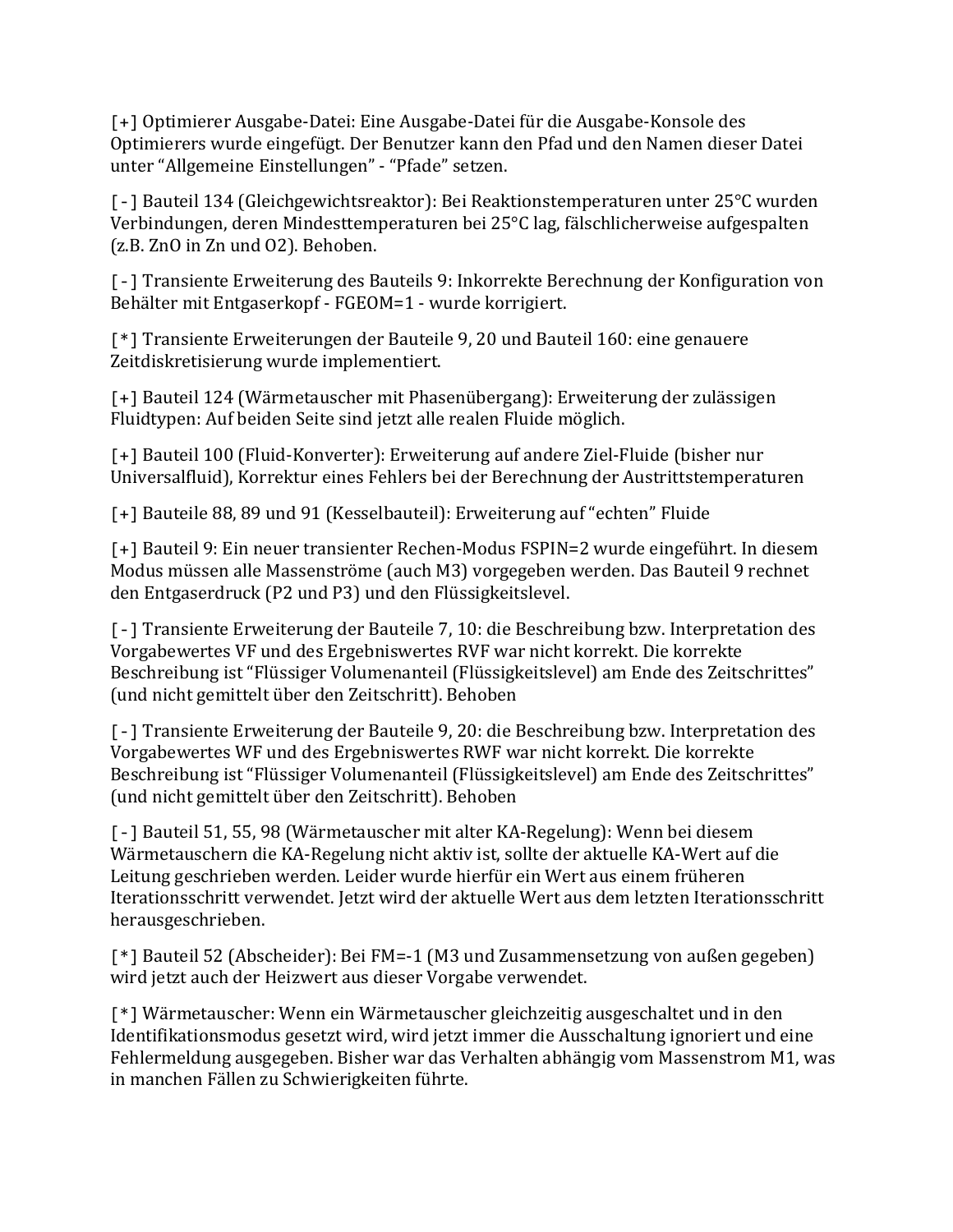[+] Optimierer Ausgabe-Datei: Eine Ausgabe-Datei für die Ausgabe-Konsole des Optimierers wurde eingefügt. Der Benutzer kann den Pfad und den Namen dieser Datei unter “Allgemeine Einstellungen” - “Pfade” setzen.

[ - ] Bauteil 134 (Gleichgewichtsreaktor): Bei Reaktionstemperaturen unter 25°C wurden Verbindungen, deren Mindesttemperaturen bei 25°C lag, fälschlicherweise aufgespalten (z.B. ZnO in Zn und O2). Behoben.

[ - ] Transiente Erweiterung des Bauteils 9: Inkorrekte Berechnung der Konfiguration von Behälter mit Entgaserkopf - FGEOM=1 - wurde korrigiert.

[*] Transiente Erweiterungen der Bauteile 9, 20 und Bauteil 160: eine genauere Zeitdiskretisierung wurde implementiert.

[+] Bauteil 124 (Wärmetauscher mit Phasenübergang): Erweiterung der zulässigen Fluidtypen: Auf beiden Seite sind jetzt alle realen Fluide möglich.

[+] Bauteil 100 (Fluid-Konverter): Erweiterung auf andere Ziel-Fluide (bisher nur Universalfluid), Korrektur eines Fehlers bei der Berechnung der Austrittstemperaturen

[+] Bauteile 88, 89 und 91 (Kesselbauteil): Erweiterung auf “echten” Fluide

[+] Bauteil 9: Ein neuer transienter Rechen-Modus FSPIN=2 wurde eingeführt. In diesem Modus müssen alle Massenströme (auch M3) vorgegeben werden. Das Bauteil 9 rechnet den Entgaserdruck (P2 und P3) und den Flüssigkeitslevel.

[ - ] Transiente Erweiterung der Bauteile 7, 10: die Beschreibung bzw. Interpretation des Vorgabewertes VF und des Ergebniswertes RVF war nicht korrekt. Die korrekte Beschreibung ist “Flüssiger Volumenanteil (Flüssigkeitslevel) am Ende des Zeitschrittes” (und nicht gemittelt über den Zeitschritt). Behoben

[ - ] Transiente Erweiterung der Bauteile 9, 20: die Beschreibung bzw. Interpretation des Vorgabewertes WF und des Ergebniswertes RWF war nicht korrekt. Die korrekte Beschreibung ist “Flüssiger Volumenanteil (Flüssigkeitslevel) am Ende des Zeitschrittes” (und nicht gemittelt über den Zeitschritt). Behoben

[ - ] Bauteil 51, 55, 98 (Wärmetauscher mit alter KA-Regelung): Wenn bei diesem Wärmetauschern die KA-Regelung nicht aktiv ist, sollte der aktuelle KA-Wert auf die Leitung geschrieben werden. Leider wurde hierfür ein Wert aus einem früheren Iterationsschritt verwendet. Jetzt wird der aktuelle Wert aus dem letzten Iterationsschritt herausgeschrieben.

[*] Bauteil 52 (Abscheider): Bei FM=-1 (M3 und Zusammensetzung von außen gegeben) wird jetzt auch der Heizwert aus dieser Vorgabe verwendet.

[*] Wärmetauscher: Wenn ein Wärmetauscher gleichzeitig ausgeschaltet und in den Identifikationsmodus gesetzt wird, wird jetzt immer die Ausschaltung ignoriert und eine Fehlermeldung ausgegeben. Bisher war das Verhalten abhängig vom Massenstrom M1, was in manchen Fällen zu Schwierigkeiten führte.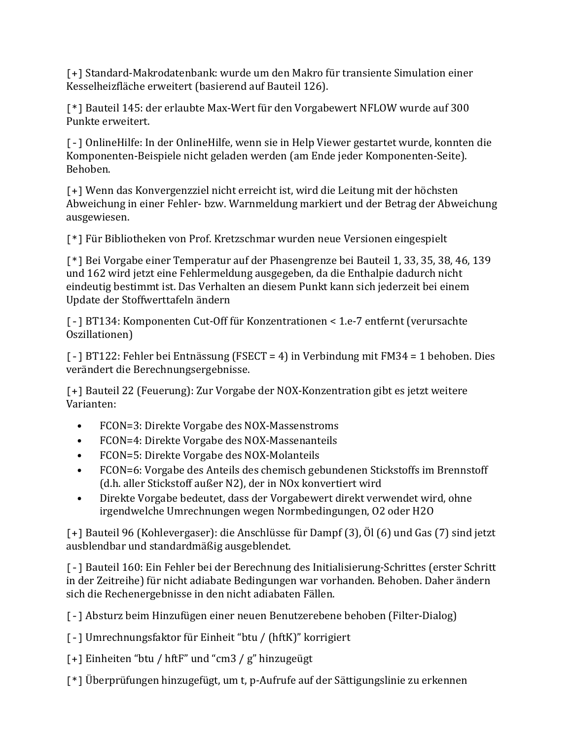[+] Standard-Makrodatenbank: wurde um den Makro für transiente Simulation einer Kesselheizfläche erweitert (basierend auf Bauteil 126).

[*] Bauteil 145: der erlaubte Max-Wert für den Vorgabewert NFLOW wurde auf 300 Punkte erweitert.

[-] OnlineHilfe: In der OnlineHilfe, wenn sie in Help Viewer gestartet wurde, konnten die Komponenten-Beispiele nicht geladen werden (am Ende jeder Komponenten-Seite). Behoben.

[+] Wenn das Konvergenzziel nicht erreicht ist, wird die Leitung mit der höchsten Abweichung in einer Fehler- bzw. Warnmeldung markiert und der Betrag der Abweichung ausgewiesen.

[*] Für Bibliotheken von Prof. Kretzschmar wurden neue Versionen eingespielt

[*] Bei Vorgabe einer Temperatur auf der Phasengrenze bei Bauteil 1, 33, 35, 38, 46, 139 und 162 wird jetzt eine Fehlermeldung ausgegeben, da die Enthalpie dadurch nicht eindeutig bestimmt ist. Das Verhalten an diesem Punkt kann sich jederzeit bei einem Update der Stoffwerttafeln ändern

[-] BT134: Komponenten Cut-Off für Konzentrationen < 1.e-7 entfernt (verursachte Oszillationen)

[-] BT122: Fehler bei Entnässung (FSECT = 4) in Verbindung mit FM34 = 1 behoben. Dies verändert die Berechnungsergebnisse.

[+] Bauteil 22 (Feuerung): Zur Vorgabe der NOX-Konzentration gibt es jetzt weitere Varianten:

- FCON=3: Direkte Vorgabe des NOX-Massenstroms
- FCON=4: Direkte Vorgabe des NOX-Massenanteils
- FCON=5: Direkte Vorgabe des NOX-Molanteils
- FCON=6: Vorgabe des Anteils des chemisch gebundenen Stickstoffs im Brennstoff (d.h. aller Stickstoff außer N2), der in NOx konvertiert wird
- Direkte Vorgabe bedeutet, dass der Vorgabewert direkt verwendet wird, ohne irgendwelche Umrechnungen wegen Normbedingungen, O2 oder H2O

[+] Bauteil 96 (Kohlevergaser): die Anschlüsse für Dampf (3), Öl (6) und Gas (7) sind jetzt ausblendbar und standardmäßig ausgeblendet.

[-] Bauteil 160: Ein Fehler bei der Berechnung des Initialisierung-Schrittes (erster Schritt in der Zeitreihe) für nicht adiabate Bedingungen war vorhanden. Behoben. Daher ändern sich die Rechenergebnisse in den nicht adiabaten Fällen.

[-] Absturz beim Hinzufügen einer neuen Benutzerebene behoben (Filter-Dialog)

[-] Umrechnungsfaktor für Einheit "btu / (hftK)" korrigiert

[+] Einheiten "btu / hftF" und "cm3 / g" hinzugeügt

[*] Überprüfungen hinzugefügt, um t, p-Aufrufe auf der Sättigungslinie zu erkennen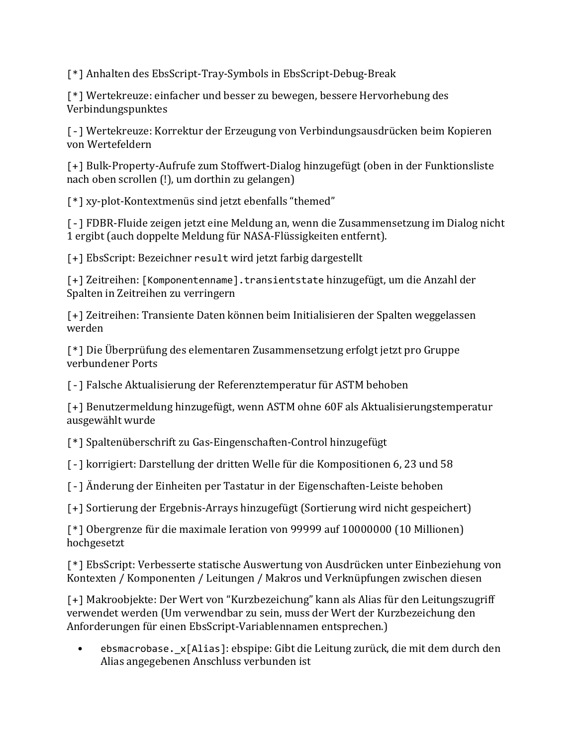[*] Anhalten des EbsScript-Tray-Symbols in EbsScript-Debug-Break

[*] Wertekreuze: einfacher und besser zu bewegen, bessere Hervorhebung des Verbindungspunktes

[-] Wertekreuze: Korrektur der Erzeugung von Verbindungsausdrücken beim Kopieren von Wertefeldern

[+] Bulk-Property-Aufrufe zum Stoffwert-Dialog hinzugefügt (oben in der Funktionsliste nach oben scrollen (!), um dorthin zu gelangen)

[*] xy-plot-Kontextmenüs sind jetzt ebenfalls “themed”

[-] FDBR-Fluide zeigen jetzt eine Meldung an, wenn die Zusammensetzung im Dialog nicht 1 ergibt (auch doppelte Meldung für NASA-Flüssigkeiten entfernt).

[+] EbsScript: Bezeichner `result` wird jetzt farbig dargestellt

[+] Zeitreihen: `[Komponentenname].transientstate` hinzugefügt, um die Anzahl der Spalten in Zeitreihen zu verringern

[+] Zeitreihen: Transiente Daten können beim Initialisieren der Spalten weggelassen werden

[*] Die Überprüfung des elementaren Zusammensetzung erfolgt jetzt pro Gruppe verbundener Ports

[-] Falsche Aktualisierung der Referenztemperatur für ASTM behoben

[+] Benutzermeldung hinzugefügt, wenn ASTM ohne 60F als Aktualisierungstemperatur ausgewählt wurde

[*] Spaltenüberschrift zu Gas-Eingenschaften-Control hinzugefügt

[-] korrigiert: Darstellung der dritten Welle für die Kompositionen 6, 23 und 58

[-] Änderung der Einheiten per Tastatur in der Eigenschaften-Leiste behoben

[+] Sortierung der Ergebnis-Arrays hinzugefügt (Sortierung wird nicht gespeichert)

[*] Obergrenze für die maximale Ieration von 99999 auf 10000000 (10 Millionen) hochgesetzt

[*] EbsScript: Verbesserte statische Auswertung von Ausdrücken unter Einbeziehung von Kontexten / Komponenten / Leitungen / Makros und Verknüpfungen zwischen diesen

[+] Makroobjekte: Der Wert von “Kurzbezeichung” kann als Alias für den Leitungszugriff verwendet werden (Um verwendbar zu sein, muss der Wert der Kurzbezeichung den Anforderungen für einen EbsScript-Variablennamen entsprechen.)

- `ebsmacrobase._x[Alias]`: ebspipe: Gibt die Leitung zurück, die mit dem durch den Alias angegebenen Anschluss verbunden ist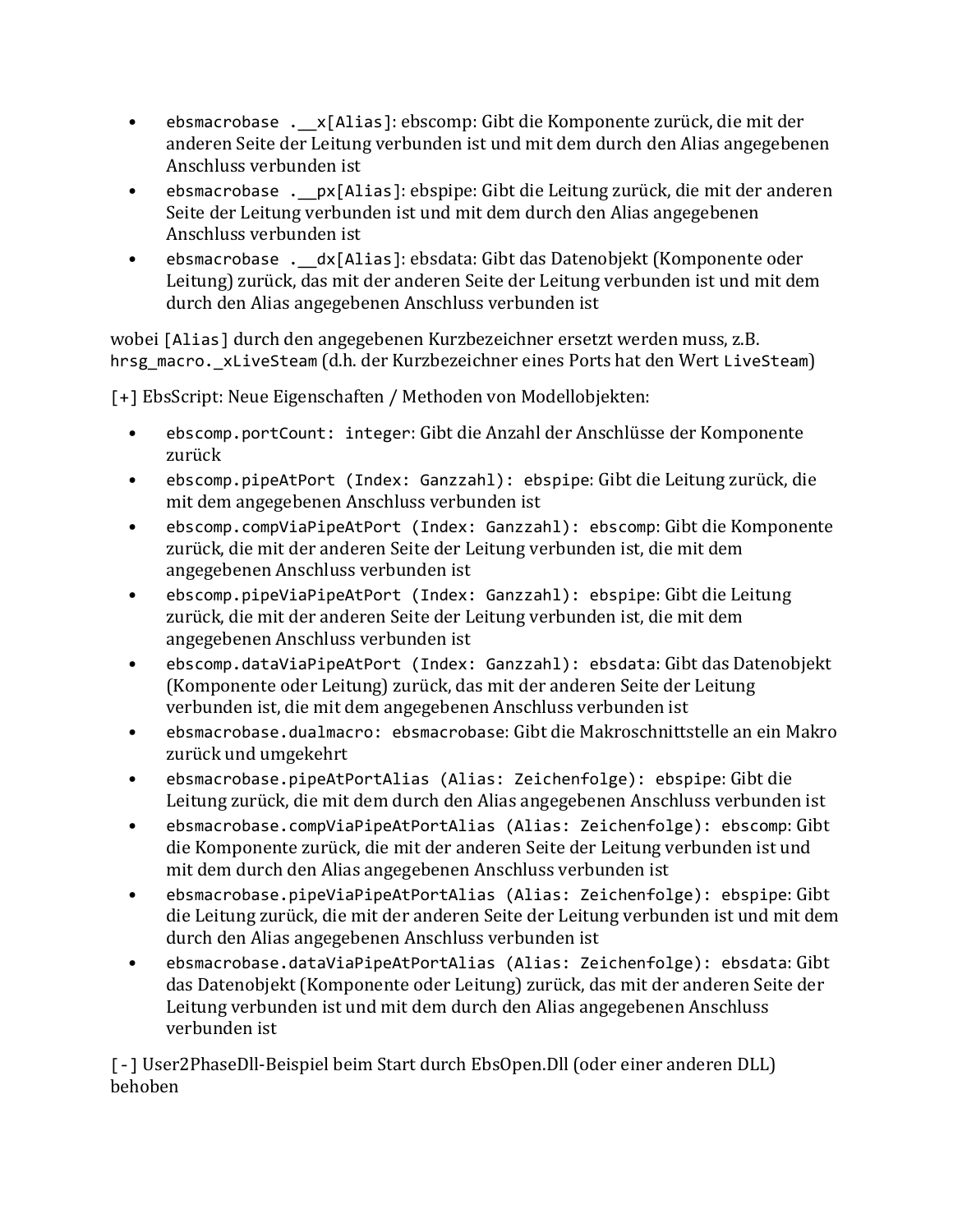- `ebsmacrobase .__x[Alias]`: ebscomp: Gibt die Komponente zurück, die mit der anderen Seite der Leitung verbunden ist und mit dem durch den Alias angegebenen Anschluss verbunden ist
- `ebsmacrobase .__px[Alias]`: ebspipe: Gibt die Leitung zurück, die mit der anderen Seite der Leitung verbunden ist und mit dem durch den Alias angegebenen Anschluss verbunden ist
- `ebsmacrobase .__dx[Alias]`: ebsdata: Gibt das Datenobjekt (Komponente oder Leitung) zurück, das mit der anderen Seite der Leitung verbunden ist und mit dem durch den Alias angegebenen Anschluss verbunden ist

wobei `[Alias]` durch den angegebenen Kurzbezeichner ersetzt werden muss, z.B. `hrsg_macro._xLiveSteam` (d.h. der Kurzbezeichner eines Ports hat den Wert `LiveSteam`)

[+] EbsScript: Neue Eigenschaften / Methoden von Modellobjekten:

- `ebscomp.portCount: integer`: Gibt die Anzahl der Anschlüsse der Komponente zurück
- `ebscomp.pipeAtPort (Index: Ganzzahl): ebspipe`: Gibt die Leitung zurück, die mit dem angegebenen Anschluss verbunden ist
- `ebscomp.compViaPipeAtPort (Index: Ganzzahl): ebscomp`: Gibt die Komponente zurück, die mit der anderen Seite der Leitung verbunden ist, die mit dem angegebenen Anschluss verbunden ist
- `ebscomp.pipeViaPipeAtPort (Index: Ganzzahl): ebspipe`: Gibt die Leitung zurück, die mit der anderen Seite der Leitung verbunden ist, die mit dem angegebenen Anschluss verbunden ist
- `ebscomp.dataViaPipeAtPort (Index: Ganzzahl): ebsdata`: Gibt das Datenobjekt (Komponente oder Leitung) zurück, das mit der anderen Seite der Leitung verbunden ist, die mit dem angegebenen Anschluss verbunden ist
- `ebsmacrobase.dualmacro: ebsmacrobase`: Gibt die Makroschnittstelle an ein Makro zurück und umgekehrt
- `ebsmacrobase.pipeAtPortAlias (Alias: Zeichenfolge): ebspipe`: Gibt die Leitung zurück, die mit dem durch den Alias angegebenen Anschluss verbunden ist
- `ebsmacrobase.compViaPipeAtPortAlias (Alias: Zeichenfolge): ebscomp`: Gibt die Komponente zurück, die mit der anderen Seite der Leitung verbunden ist und mit dem durch den Alias angegebenen Anschluss verbunden ist
- `ebsmacrobase.pipeViaPipeAtPortAlias (Alias: Zeichenfolge): ebspipe`: Gibt die Leitung zurück, die mit der anderen Seite der Leitung verbunden ist und mit dem durch den Alias angegebenen Anschluss verbunden ist
- `ebsmacrobase.dataViaPipeAtPortAlias (Alias: Zeichenfolge): ebsdata`: Gibt das Datenobjekt (Komponente oder Leitung) zurück, das mit der anderen Seite der Leitung verbunden ist und mit dem durch den Alias angegebenen Anschluss verbunden ist

[-] User2PhaseDll-Beispiel beim Start durch EbsOpen.Dll (oder einer anderen DLL) behoben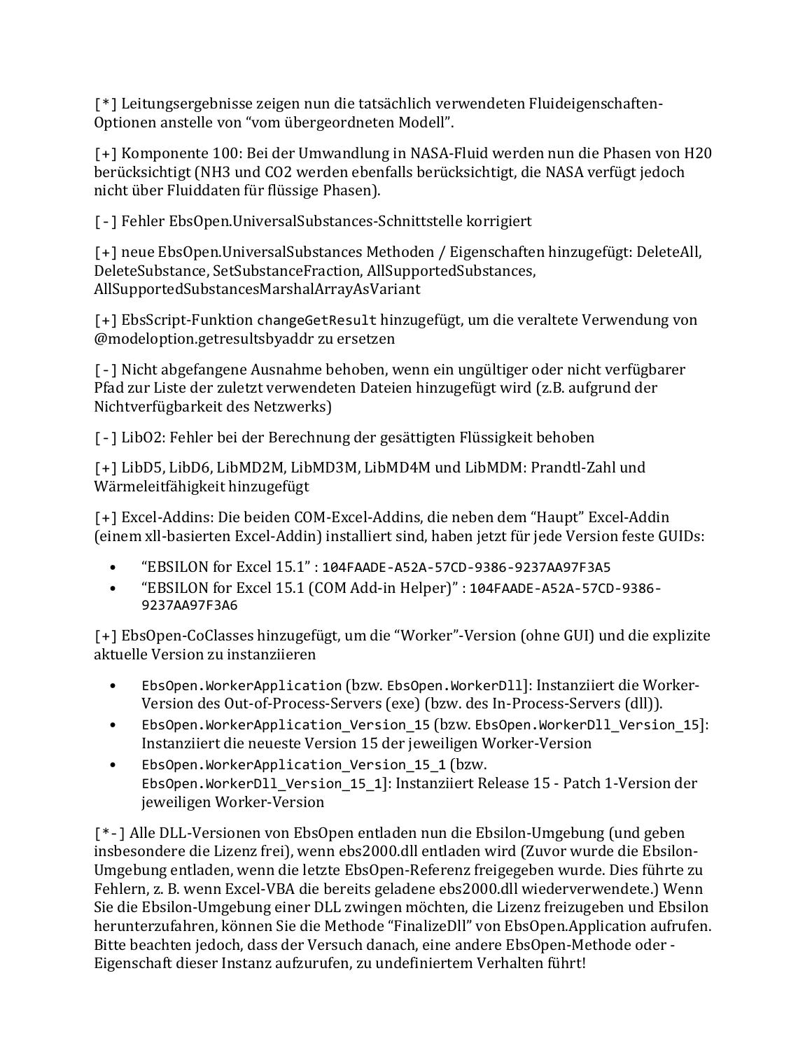[*] Leitungsergebnisse zeigen nun die tatsächlich verwendeten Fluideigenschaften-Optionen anstelle von “vom übergeordneten Modell”.

[+] Komponente 100: Bei der Umwandlung in NASA-Fluid werden nun die Phasen von H20 berücksichtigt (NH3 und CO2 werden ebenfalls berücksichtigt, die NASA verfügt jedoch nicht über Fluiddaten für flüssige Phasen).

[-] Fehler EbsOpen.UniversalSubstances-Schnittstelle korrigiert

[+] neue EbsOpen.UniversalSubstances Methoden / Eigenschaften hinzugefügt: DeleteAll, DeleteSubstance, SetSubstanceFraction, AllSupportedSubstances, AllSupportedSubstancesMarshalArrayAsVariant

[+] EbsScript-Funktion `changeGetResult` hinzugefügt, um die veraltete Verwendung von @modeloption.getresultsbyaddr zu ersetzen

[-] Nicht abgefangene Ausnahme behoben, wenn ein ungültiger oder nicht verfügbarer Pfad zur Liste der zuletzt verwendeten Dateien hinzugefügt wird (z.B. aufgrund der Nichtverfügbarkeit des Netzwerks)

[-] LibO2: Fehler bei der Berechnung der gesättigten Flüssigkeit behoben

[+] LibD5, LibD6, LibMD2M, LibMD3M, LibMD4M und LibMDM: Prandtl-Zahl und Wärmeleitfähigkeit hinzugefügt

[+] Excel-Addins: Die beiden COM-Excel-Addins, die neben dem “Haupt” Excel-Addin (einem xll-basierten Excel-Addin) installiert sind, haben jetzt für jede Version feste GUIDs:

- “EBSILON for Excel 15.1” : `104FAADE-A52A-57CD-9386-9237AA97F3A5`
- “EBSILON for Excel 15.1 (COM Add-in Helper)” : `104FAADE-A52A-57CD-9386-9237AA97F3A6`

[+] EbsOpen-CoClasses hinzugefügt, um die “Worker”-Version (ohne GUI) und die explizite aktuelle Version zu instanziieren

- `EbsOpen.WorkerApplication` (bzw. `EbsOpen.WorkerDll`]: Instanziiert die Worker-Version des Out-of-Process-Servers (exe) (bzw. des In-Process-Servers (dll)).
- `EbsOpen.WorkerApplication_Version_15` (bzw. `EbsOpen.WorkerDll_Version_15`]: Instanziiert die neueste Version 15 der jeweiligen Worker-Version
- `EbsOpen.WorkerApplication_Version_15_1` (bzw. `EbsOpen.WorkerDll_Version_15_1`]: Instanziiert Release 15 - Patch 1-Version der jeweiligen Worker-Version

[*-] Alle DLL-Versionen von EbsOpen entladen nun die Ebsilon-Umgebung (und geben insbesondere die Lizenz frei), wenn ebs2000.dll entladen wird (Zuvor wurde die Ebsilon-Umgebung entladen, wenn die letzte EbsOpen-Referenz freigegeben wurde. Dies führte zu Fehlern, z. B. wenn Excel-VBA die bereits geladene ebs2000.dll wiederverwendete.) Wenn Sie die Ebsilon-Umgebung einer DLL zwingen möchten, die Lizenz freizugeben und Ebsilon herunterzufahren, können Sie die Methode “FinalizeDll” von EbsOpen.Application aufrufen. Bitte beachten jedoch, dass der Versuch danach, eine andere EbsOpen-Methode oder -Eigenschaft dieser Instanz aufzurufen, zu undefiniertem Verhalten führt!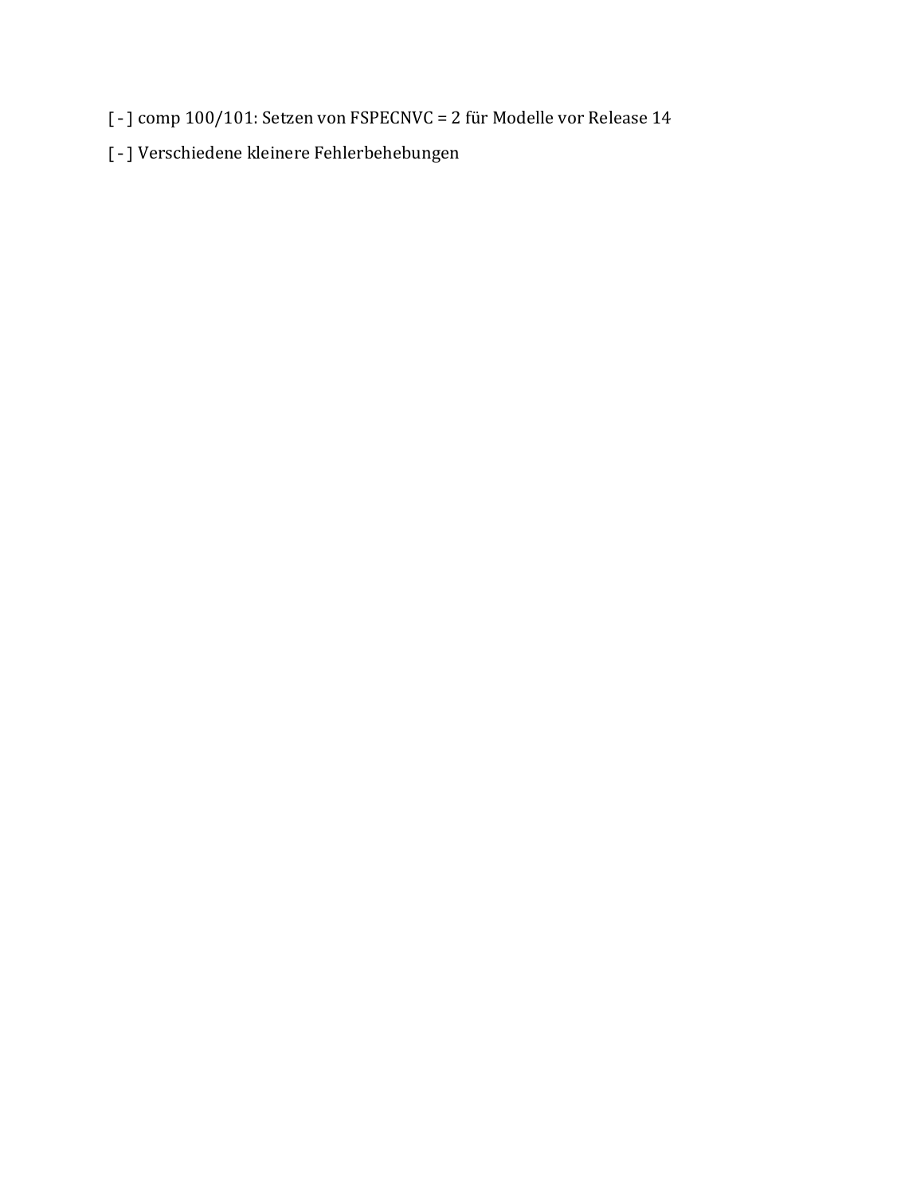[ - ] comp 100/101: Setzen von FSPECNVC = 2 für Modelle vor Release 14

[ - ] Verschiedene kleinere Fehlerbehebungen